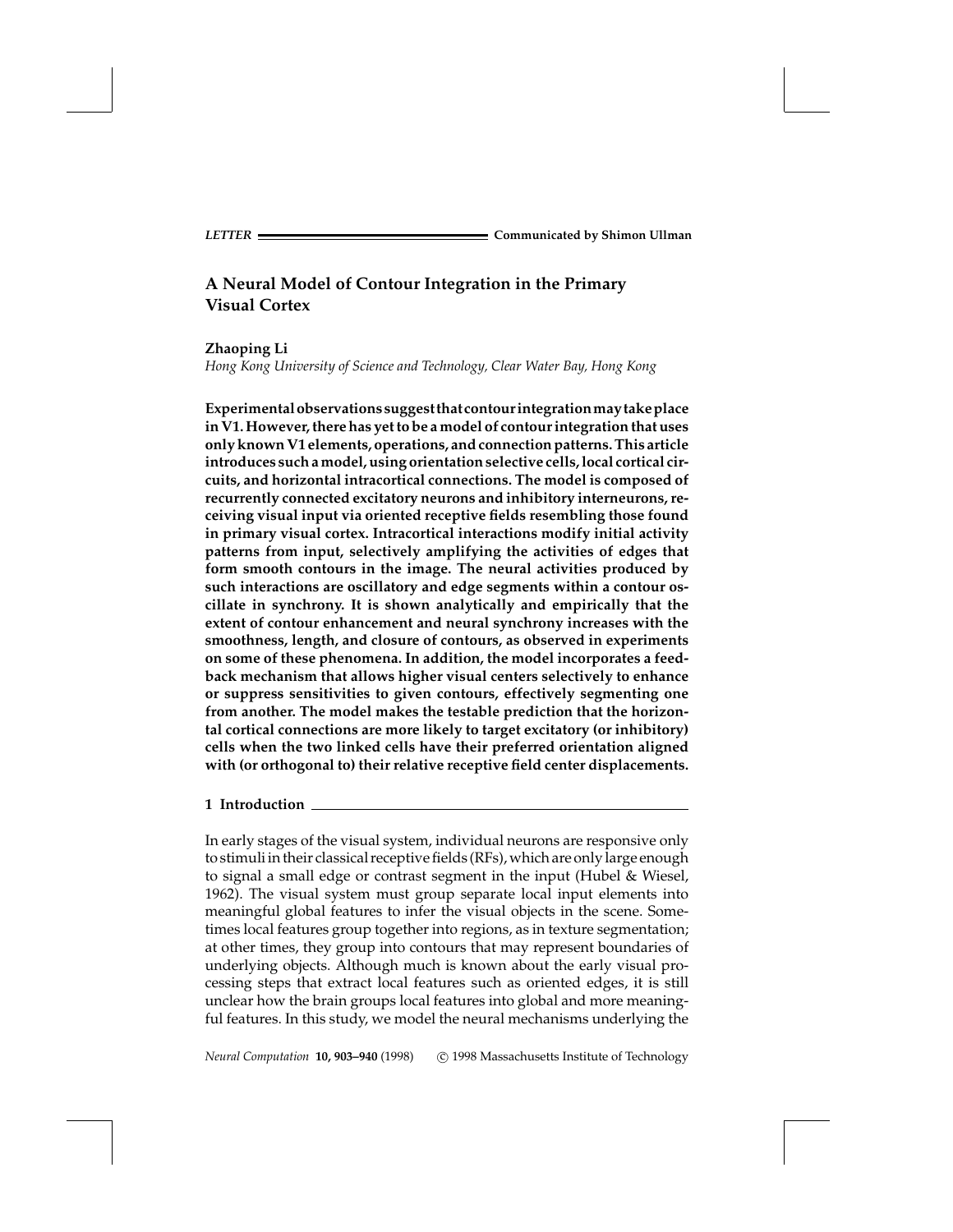LETTER — Communicated by Shimon Ullman

# A Neural Model of Contour Integration in the Primary Visual Cortex

**Zhaoping Li**
*Hong Kong University of Science and Technology, Clear Water Bay, Hong Kong*

**Experimental observations suggest that contour integration may take place in V1. However, there has yet to be a model of contour integration that uses only known V1 elements, operations, and connection patterns. This article introduces such a model, using orientation selective cells, local cortical circuits, and horizontal intracortical connections. The model is composed of recurrently connected excitatory neurons and inhibitory interneurons, receiving visual input via oriented receptive fields resembling those found in primary visual cortex. Intracortical interactions modify initial activity patterns from input, selectively amplifying the activities of edges that form smooth contours in the image. The neural activities produced by such interactions are oscillatory and edge segments within a contour oscillate in synchrony. It is shown analytically and empirically that the extent of contour enhancement and neural synchrony increases with the smoothness, length, and closure of contours, as observed in experiments on some of these phenomena. In addition, the model incorporates a feedback mechanism that allows higher visual centers selectively to enhance or suppress sensitivities to given contours, effectively segmenting one from another. The model makes the testable prediction that the horizontal cortical connections are more likely to target excitatory (or inhibitory) cells when the two linked cells have their preferred orientation aligned with (or orthogonal to) their relative receptive field center displacements.**

## 1 Introduction

In early stages of the visual system, individual neurons are responsive only to stimuli in their classical receptive fields (RFs), which are only large enough to signal a small edge or contrast segment in the input (Hubel & Wiesel, 1962). The visual system must group separate local input elements into meaningful global features to infer the visual objects in the scene. Sometimes local features group together into regions, as in texture segmentation; at other times, they group into contours that may represent boundaries of underlying objects. Although much is known about the early visual processing steps that extract local features such as oriented edges, it is still unclear how the brain groups local features into global and more meaningful features. In this study, we model the neural mechanisms underlying the

*Neural Computation* **10, 903–940** (1998) © 1998 Massachusetts Institute of Technology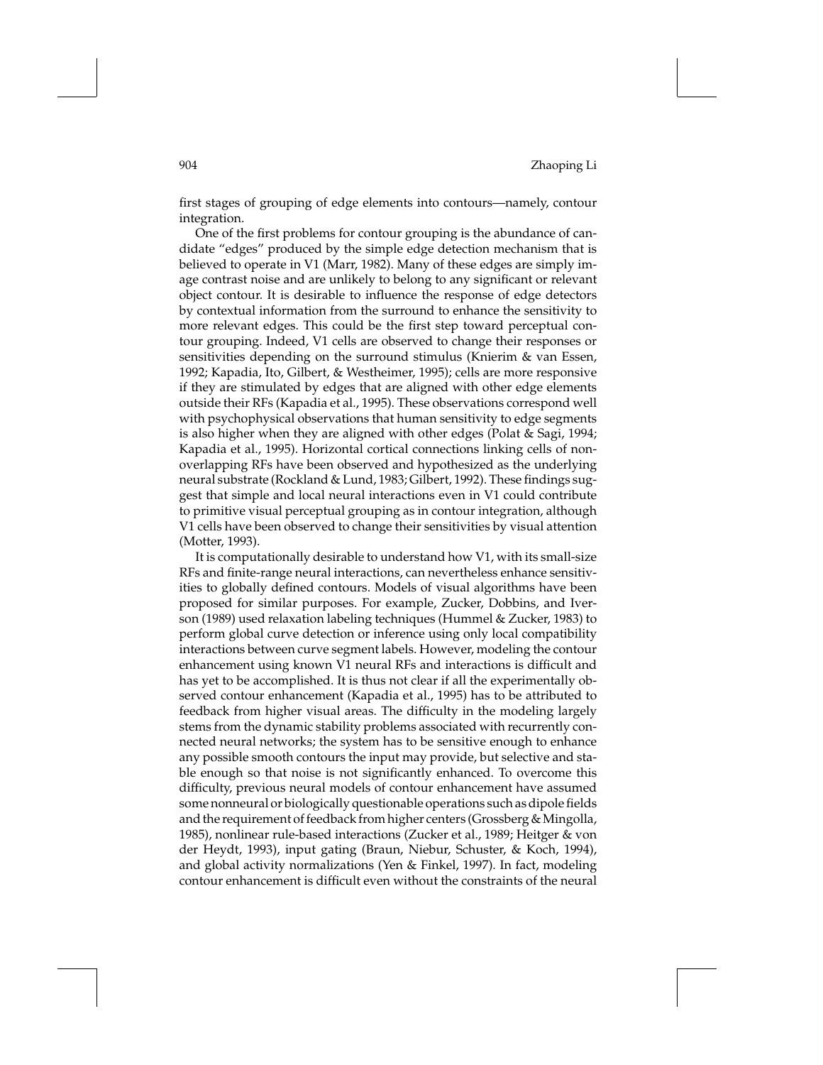first stages of grouping of edge elements into contours—namely, contour integration.

One of the first problems for contour grouping is the abundance of candidate "edges" produced by the simple edge detection mechanism that is believed to operate in V1 (Marr, 1982). Many of these edges are simply image contrast noise and are unlikely to belong to any significant or relevant object contour. It is desirable to influence the response of edge detectors by contextual information from the surround to enhance the sensitivity to more relevant edges. This could be the first step toward perceptual contour grouping. Indeed, V1 cells are observed to change their responses or sensitivities depending on the surround stimulus (Knierim & van Essen, 1992; Kapadia, Ito, Gilbert, & Westheimer, 1995); cells are more responsive if they are stimulated by edges that are aligned with other edge elements outside their RFs (Kapadia et al., 1995). These observations correspond well with psychophysical observations that human sensitivity to edge segments is also higher when they are aligned with other edges (Polat & Sagi, 1994; Kapadia et al., 1995). Horizontal cortical connections linking cells of nonoverlapping RFs have been observed and hypothesized as the underlying neural substrate (Rockland & Lund, 1983; Gilbert, 1992). These findings suggest that simple and local neural interactions even in V1 could contribute to primitive visual perceptual grouping as in contour integration, although V1 cells have been observed to change their sensitivities by visual attention (Motter, 1993).

It is computationally desirable to understand how V1, with its small-size RFs and finite-range neural interactions, can nevertheless enhance sensitivities to globally defined contours. Models of visual algorithms have been proposed for similar purposes. For example, Zucker, Dobbins, and Iverson (1989) used relaxation labeling techniques (Hummel & Zucker, 1983) to perform global curve detection or inference using only local compatibility interactions between curve segment labels. However, modeling the contour enhancement using known V1 neural RFs and interactions is difficult and has yet to be accomplished. It is thus not clear if all the experimentally observed contour enhancement (Kapadia et al., 1995) has to be attributed to feedback from higher visual areas. The difficulty in the modeling largely stems from the dynamic stability problems associated with recurrently connected neural networks; the system has to be sensitive enough to enhance any possible smooth contours the input may provide, but selective and stable enough so that noise is not significantly enhanced. To overcome this difficulty, previous neural models of contour enhancement have assumed some nonneural or biologically questionable operations such as dipole fields and the requirement of feedback from higher centers (Grossberg & Mingolla, 1985), nonlinear rule-based interactions (Zucker et al., 1989; Heitger & von der Heydt, 1993), input gating (Braun, Niebur, Schuster, & Koch, 1994), and global activity normalizations (Yen & Finkel, 1997). In fact, modeling contour enhancement is difficult even without the constraints of the neural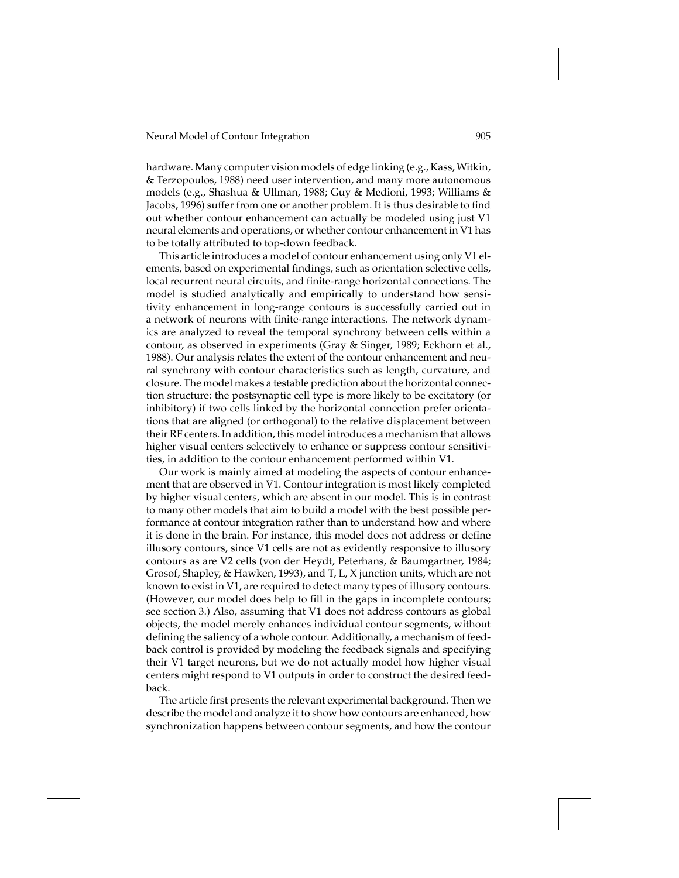hardware. Many computer vision models of edge linking (e.g., Kass, Witkin, & Terzopoulos, 1988) need user intervention, and many more autonomous models (e.g., Shashua & Ullman, 1988; Guy & Medioni, 1993; Williams & Jacobs, 1996) suffer from one or another problem. It is thus desirable to find out whether contour enhancement can actually be modeled using just V1 neural elements and operations, or whether contour enhancement in V1 has to be totally attributed to top-down feedback.

This article introduces a model of contour enhancement using only V1 elements, based on experimental findings, such as orientation selective cells, local recurrent neural circuits, and finite-range horizontal connections. The model is studied analytically and empirically to understand how sensitivity enhancement in long-range contours is successfully carried out in a network of neurons with finite-range interactions. The network dynamics are analyzed to reveal the temporal synchrony between cells within a contour, as observed in experiments (Gray & Singer, 1989; Eckhorn et al., 1988). Our analysis relates the extent of the contour enhancement and neural synchrony with contour characteristics such as length, curvature, and closure. The model makes a testable prediction about the horizontal connection structure: the postsynaptic cell type is more likely to be excitatory (or inhibitory) if two cells linked by the horizontal connection prefer orientations that are aligned (or orthogonal) to the relative displacement between their RF centers. In addition, this model introduces a mechanism that allows higher visual centers selectively to enhance or suppress contour sensitivities, in addition to the contour enhancement performed within V1.

Our work is mainly aimed at modeling the aspects of contour enhancement that are observed in V1. Contour integration is most likely completed by higher visual centers, which are absent in our model. This is in contrast to many other models that aim to build a model with the best possible performance at contour integration rather than to understand how and where it is done in the brain. For instance, this model does not address or define illusory contours, since V1 cells are not as evidently responsive to illusory contours as are V2 cells (von der Heydt, Peterhans, & Baumgartner, 1984; Grosof, Shapley, & Hawken, 1993), and T, L, X junction units, which are not known to exist in V1, are required to detect many types of illusory contours. (However, our model does help to fill in the gaps in incomplete contours; see section 3.) Also, assuming that V1 does not address contours as global objects, the model merely enhances individual contour segments, without defining the saliency of a whole contour. Additionally, a mechanism of feedback control is provided by modeling the feedback signals and specifying their V1 target neurons, but we do not actually model how higher visual centers might respond to V1 outputs in order to construct the desired feedback.

The article first presents the relevant experimental background. Then we describe the model and analyze it to show how contours are enhanced, how synchronization happens between contour segments, and how the contour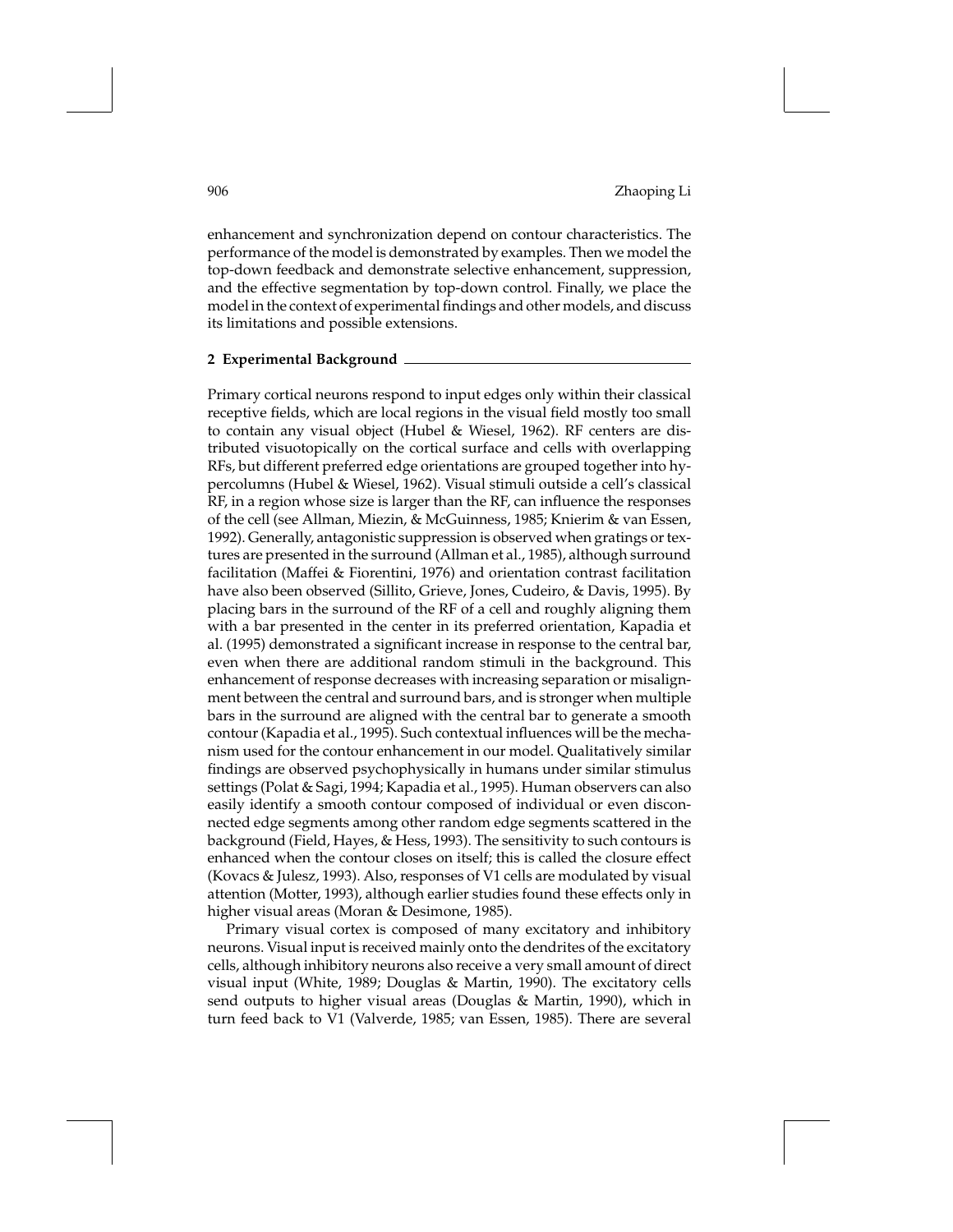enhancement and synchronization depend on contour characteristics. The performance of the model is demonstrated by examples. Then we model the top-down feedback and demonstrate selective enhancement, suppression, and the effective segmentation by top-down control. Finally, we place the model in the context of experimental findings and other models, and discuss its limitations and possible extensions.

## 2 Experimental Background

Primary cortical neurons respond to input edges only within their classical receptive fields, which are local regions in the visual field mostly too small to contain any visual object (Hubel & Wiesel, 1962). RF centers are distributed visuotopically on the cortical surface and cells with overlapping RFs, but different preferred edge orientations are grouped together into hypercolumns (Hubel & Wiesel, 1962). Visual stimuli outside a cell's classical RF, in a region whose size is larger than the RF, can influence the responses of the cell (see Allman, Miezin, & McGuinness, 1985; Knierim & van Essen, 1992). Generally, antagonistic suppression is observed when gratings or textures are presented in the surround (Allman et al., 1985), although surround facilitation (Maffei & Fiorentini, 1976) and orientation contrast facilitation have also been observed (Sillito, Grieve, Jones, Cudeiro, & Davis, 1995). By placing bars in the surround of the RF of a cell and roughly aligning them with a bar presented in the center in its preferred orientation, Kapadia et al. (1995) demonstrated a significant increase in response to the central bar, even when there are additional random stimuli in the background. This enhancement of response decreases with increasing separation or misalignment between the central and surround bars, and is stronger when multiple bars in the surround are aligned with the central bar to generate a smooth contour (Kapadia et al., 1995). Such contextual influences will be the mechanism used for the contour enhancement in our model. Qualitatively similar findings are observed psychophysically in humans under similar stimulus settings (Polat & Sagi, 1994; Kapadia et al., 1995). Human observers can also easily identify a smooth contour composed of individual or even disconnected edge segments among other random edge segments scattered in the background (Field, Hayes, & Hess, 1993). The sensitivity to such contours is enhanced when the contour closes on itself; this is called the closure effect (Kovacs & Julesz, 1993). Also, responses of V1 cells are modulated by visual attention (Motter, 1993), although earlier studies found these effects only in higher visual areas (Moran & Desimone, 1985).

Primary visual cortex is composed of many excitatory and inhibitory neurons. Visual input is received mainly onto the dendrites of the excitatory cells, although inhibitory neurons also receive a very small amount of direct visual input (White, 1989; Douglas & Martin, 1990). The excitatory cells send outputs to higher visual areas (Douglas & Martin, 1990), which in turn feed back to V1 (Valverde, 1985; van Essen, 1985). There are several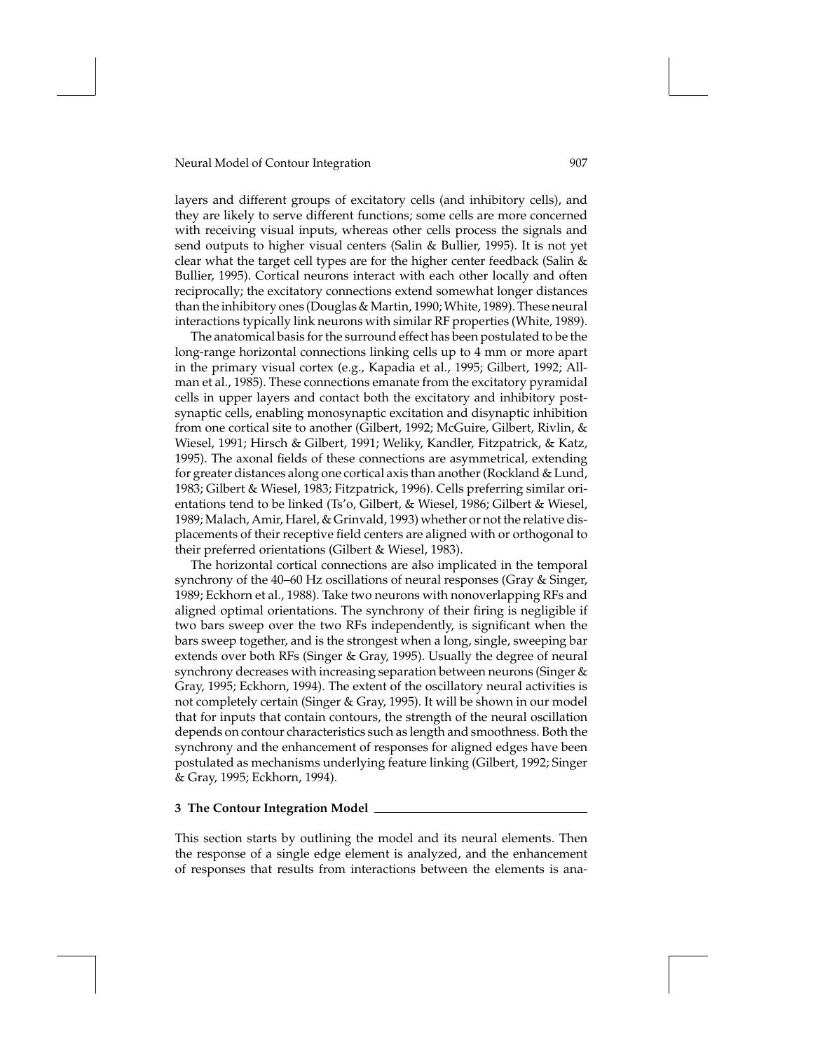layers and different groups of excitatory cells (and inhibitory cells), and they are likely to serve different functions; some cells are more concerned with receiving visual inputs, whereas other cells process the signals and send outputs to higher visual centers (Salin & Bullier, 1995). It is not yet clear what the target cell types are for the higher center feedback (Salin & Bullier, 1995). Cortical neurons interact with each other locally and often reciprocally; the excitatory connections extend somewhat longer distances than the inhibitory ones (Douglas & Martin, 1990; White, 1989). These neural interactions typically link neurons with similar RF properties (White, 1989).

The anatomical basis for the surround effect has been postulated to be the long-range horizontal connections linking cells up to 4 mm or more apart in the primary visual cortex (e.g., Kapadia et al., 1995; Gilbert, 1992; Allman et al., 1985). These connections emanate from the excitatory pyramidal cells in upper layers and contact both the excitatory and inhibitory postsynaptic cells, enabling monosynaptic excitation and disynaptic inhibition from one cortical site to another (Gilbert, 1992; McGuire, Gilbert, Rivlin, & Wiesel, 1991; Hirsch & Gilbert, 1991; Weliky, Kandler, Fitzpatrick, & Katz, 1995). The axonal fields of these connections are asymmetrical, extending for greater distances along one cortical axis than another (Rockland & Lund, 1983; Gilbert & Wiesel, 1983; Fitzpatrick, 1996). Cells preferring similar orientations tend to be linked (Ts'o, Gilbert, & Wiesel, 1986; Gilbert & Wiesel, 1989; Malach, Amir, Harel, & Grinvald, 1993) whether or not the relative displacements of their receptive field centers are aligned with or orthogonal to their preferred orientations (Gilbert & Wiesel, 1983).

The horizontal cortical connections are also implicated in the temporal synchrony of the 40–60 Hz oscillations of neural responses (Gray & Singer, 1989; Eckhorn et al., 1988). Take two neurons with nonoverlapping RFs and aligned optimal orientations. The synchrony of their firing is negligible if two bars sweep over the two RFs independently, is significant when the bars sweep together, and is the strongest when a long, single, sweeping bar extends over both RFs (Singer & Gray, 1995). Usually the degree of neural synchrony decreases with increasing separation between neurons (Singer & Gray, 1995; Eckhorn, 1994). The extent of the oscillatory neural activities is not completely certain (Singer & Gray, 1995). It will be shown in our model that for inputs that contain contours, the strength of the neural oscillation depends on contour characteristics such as length and smoothness. Both the synchrony and the enhancement of responses for aligned edges have been postulated as mechanisms underlying feature linking (Gilbert, 1992; Singer & Gray, 1995; Eckhorn, 1994).

## 3 The Contour Integration Model

This section starts by outlining the model and its neural elements. Then the response of a single edge element is analyzed, and the enhancement of responses that results from interactions between the elements is ana-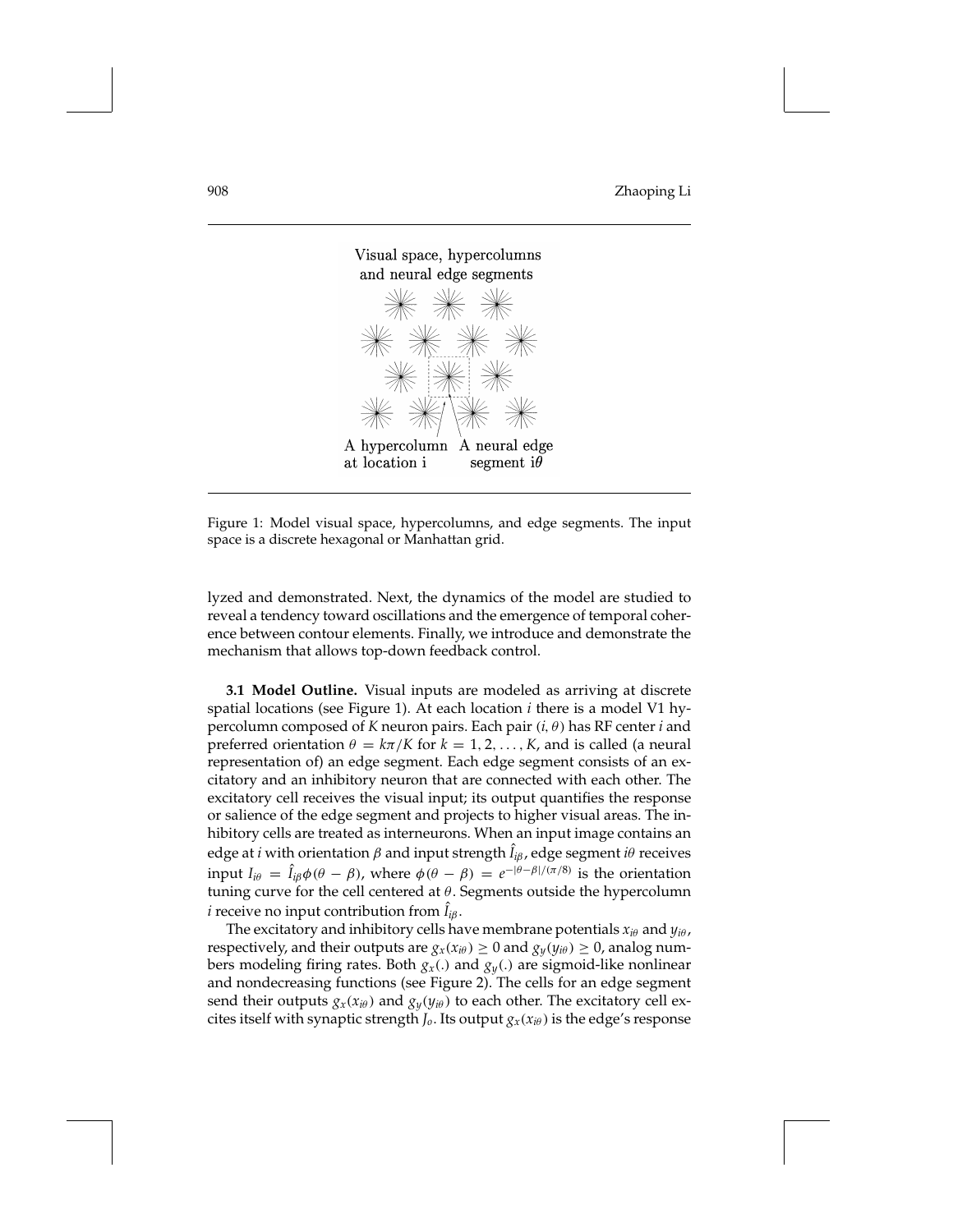Visual space, hypercolumns and neural edge segments

A hypercolumn at location i    A neural edge segment $i\theta$

Figure 1: Model visual space, hypercolumns, and edge segments. The input space is a discrete hexagonal or Manhattan grid.

lyzed and demonstrated. Next, the dynamics of the model are studied to reveal a tendency toward oscillations and the emergence of temporal coherence between contour elements. Finally, we introduce and demonstrate the mechanism that allows top-down feedback control.

**3.1 Model Outline.** Visual inputs are modeled as arriving at discrete spatial locations (see Figure 1). At each location $i$ there is a model V1 hypercolumn composed of $K$ neuron pairs. Each pair $(i, \theta)$ has RF center $i$ and preferred orientation $\theta = k\pi/K$ for $k = 1, 2, \ldots, K$, and is called (a neural representation of) an edge segment. Each edge segment consists of an excitatory and an inhibitory neuron that are connected with each other. The excitatory cell receives the visual input; its output quantifies the response or salience of the edge segment and projects to higher visual areas. The inhibitory cells are treated as interneurons. When an input image contains an edge at $i$ with orientation $\beta$ and input strength $\hat{I}_{i\beta}$, edge segment $i\theta$ receives input $I_{i\theta} = \hat{I}_{i\beta}\phi(\theta - \beta)$, where $\phi(\theta - \beta) = e^{-|\theta-\beta|/(\pi/8)}$ is the orientation tuning curve for the cell centered at $\theta$. Segments outside the hypercolumn $i$ receive no input contribution from $\hat{I}_{i\beta}$.

The excitatory and inhibitory cells have membrane potentials $x_{i\theta}$ and $y_{i\theta}$, respectively, and their outputs are $g_x(x_{i\theta}) \geq 0$ and $g_y(y_{i\theta}) \geq 0$, analog numbers modeling firing rates. Both $g_x(.)$ and $g_y(.)$ are sigmoid-like nonlinear and nondecreasing functions (see Figure 2). The cells for an edge segment send their outputs $g_x(x_{i\theta})$ and $g_y(y_{i\theta})$ to each other. The excitatory cell excites itself with synaptic strength $J_o$. Its output $g_x(x_{i\theta})$ is the edge's response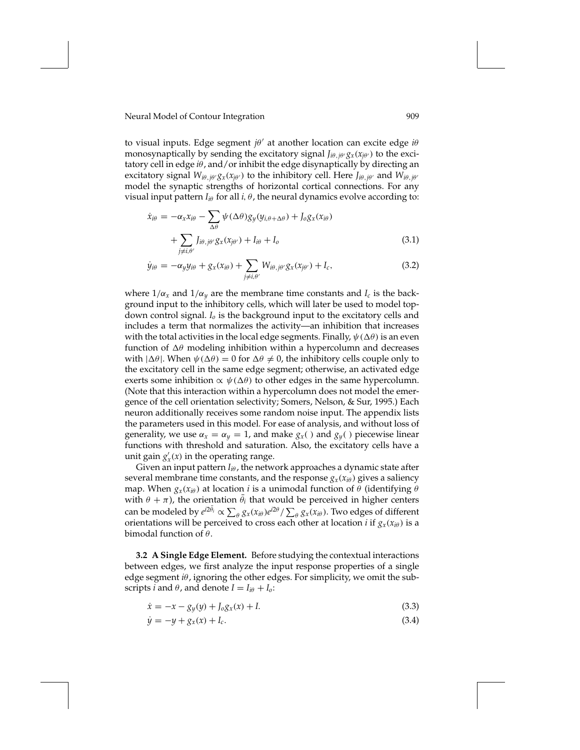to visual inputs. Edge segment $j\theta'$ at another location can excite edge $i\theta$ monosynaptically by sending the excitatory signal $J_{i\theta,j\theta'}g_x(x_{j\theta'})$ to the excitatory cell in edge $i\theta$, and/or inhibit the edge disynaptically by directing an excitatory signal $W_{i\theta,j\theta'}g_x(x_{j\theta'})$ to the inhibitory cell. Here $J_{i\theta,j\theta'}$ and $W_{i\theta,j\theta'}$ model the synaptic strengths of horizontal cortical connections. For any visual input pattern $I_{i\theta}$ for all $i$, $\theta$, the neural dynamics evolve according to:

$$\dot{x}_{i\theta} = -\alpha_x x_{i\theta} - \sum_{\Delta\theta} \psi(\Delta\theta) g_y(y_{i,\theta+\Delta\theta}) + J_o g_x(x_{i\theta}) + \sum_{j\neq i,\theta'} J_{i\theta,j\theta'} g_x(x_{j\theta'}) + I_{i\theta} + I_o \tag{3.1}$$

$$\dot{y}_{i\theta} = -\alpha_y y_{i\theta} + g_x(x_{i\theta}) + \sum_{j\neq i,\theta'} W_{i\theta,j\theta'} g_x(x_{j\theta'}) + I_c, \tag{3.2}$$

where $1/\alpha_x$ and $1/\alpha_y$ are the membrane time constants and $I_c$ is the background input to the inhibitory cells, which will later be used to model top-down control signal. $I_o$ is the background input to the excitatory cells and includes a term that normalizes the activity—an inhibition that increases with the total activities in the local edge segments. Finally, $\psi(\Delta\theta)$ is an even function of $\Delta\theta$ modeling inhibition within a hypercolumn and decreases with $|\Delta\theta|$. When $\psi(\Delta\theta) = 0$ for $\Delta\theta \neq 0$, the inhibitory cells couple only to the excitatory cell in the same edge segment; otherwise, an activated edge exerts some inhibition $\propto \psi(\Delta\theta)$ to other edges in the same hypercolumn. (Note that this interaction within a hypercolumn does not model the emergence of the cell orientation selectivity; Somers, Nelson, & Sur, 1995.) Each neuron additionally receives some random noise input. The appendix lists the parameters used in this model. For ease of analysis, and without loss of generality, we use $\alpha_x = \alpha_y = 1$, and make $g_x(\,)$ and $g_y(\,)$ piecewise linear functions with threshold and saturation. Also, the excitatory cells have a unit gain $g'_x(x)$ in the operating range.

Given an input pattern $I_{i\theta}$, the network approaches a dynamic state after several membrane time constants, and the response $g_x(x_{i\theta})$ gives a saliency map. When $g_x(x_{i\theta})$ at location $i$ is a unimodal function of $\theta$ (identifying $\theta$ with $\theta + \pi$), the orientation $\bar{\theta}_i$ that would be perceived in higher centers can be modeled by $e^{i2\bar{\theta}_i} \propto \sum_\theta g_x(x_{i\theta}) e^{i2\theta} / \sum_\theta g_x(x_{i\theta})$. Two edges of different orientations will be perceived to cross each other at location $i$ if $g_x(x_{i\theta})$ is a bimodal function of $\theta$.

**3.2 A Single Edge Element.** Before studying the contextual interactions between edges, we first analyze the input response properties of a single edge segment $i\theta$, ignoring the other edges. For simplicity, we omit the subscripts $i$ and $\theta$, and denote $I = I_{i\theta} + I_o$:

$$\dot{x} = -x - g_y(y) + J_o g_x(x) + I. \tag{3.3}$$

$$\dot{y} = -y + g_x(x) + I_c. \tag{3.4}$$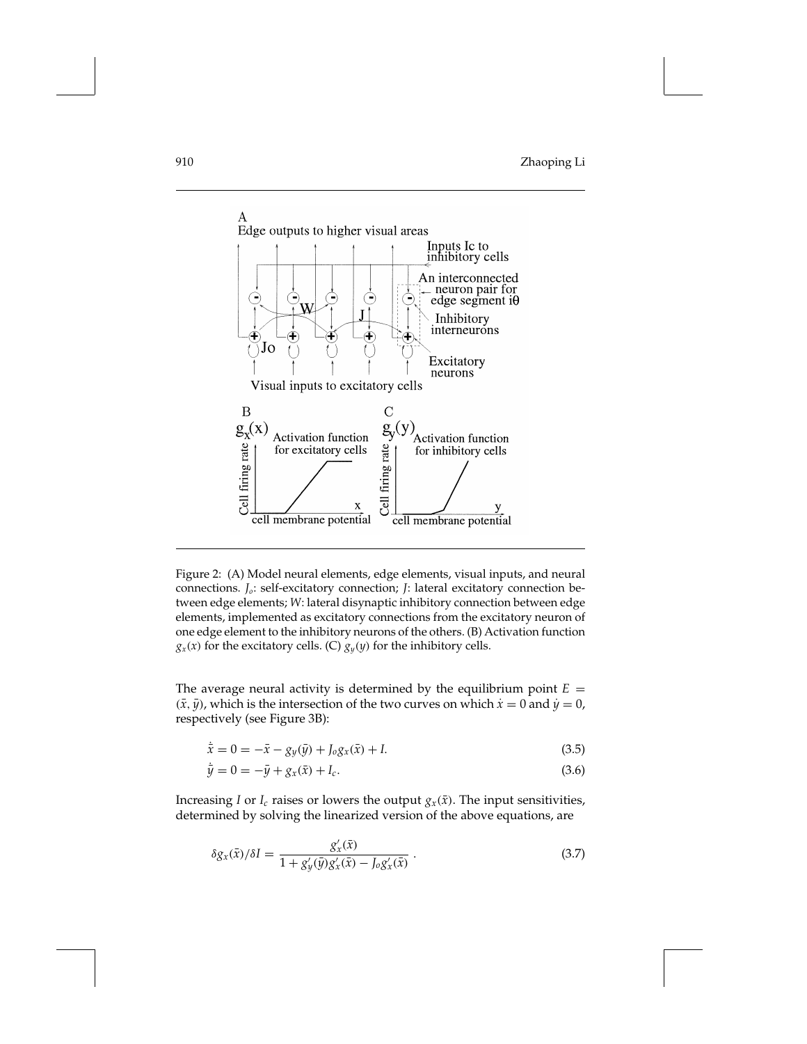Figure 2: (A) Model neural elements, edge elements, visual inputs, and neural connections. $J_o$: self-excitatory connection; $J$: lateral excitatory connection between edge elements; $W$: lateral disynaptic inhibitory connection between edge elements, implemented as excitatory connections from the excitatory neuron of one edge element to the inhibitory neurons of the others. (B) Activation function $g_x(x)$ for the excitatory cells. (C) $g_y(y)$ for the inhibitory cells.

The average neural activity is determined by the equilibrium point $E = (\bar{x}, \bar{y})$, which is the intersection of the two curves on which $\dot{x} = 0$ and $\dot{y} = 0$, respectively (see Figure 3B):

$$\dot{\bar{x}} = 0 = -\bar{x} - g_y(\bar{y}) + J_o g_x(\bar{x}) + I. \tag{3.5}$$

$$\dot{\bar{y}} = 0 = -\bar{y} + g_x(\bar{x}) + I_c. \tag{3.6}$$

Increasing $I$ or $I_c$ raises or lowers the output $g_x(\bar{x})$. The input sensitivities, determined by solving the linearized version of the above equations, are

$$\delta g_x(\bar{x})/\delta I = \frac{g_x'(\bar{x})}{1 + g_y'(\bar{y}) g_x'(\bar{x}) - J_o g_x'(\bar{x})} . \tag{3.7}$$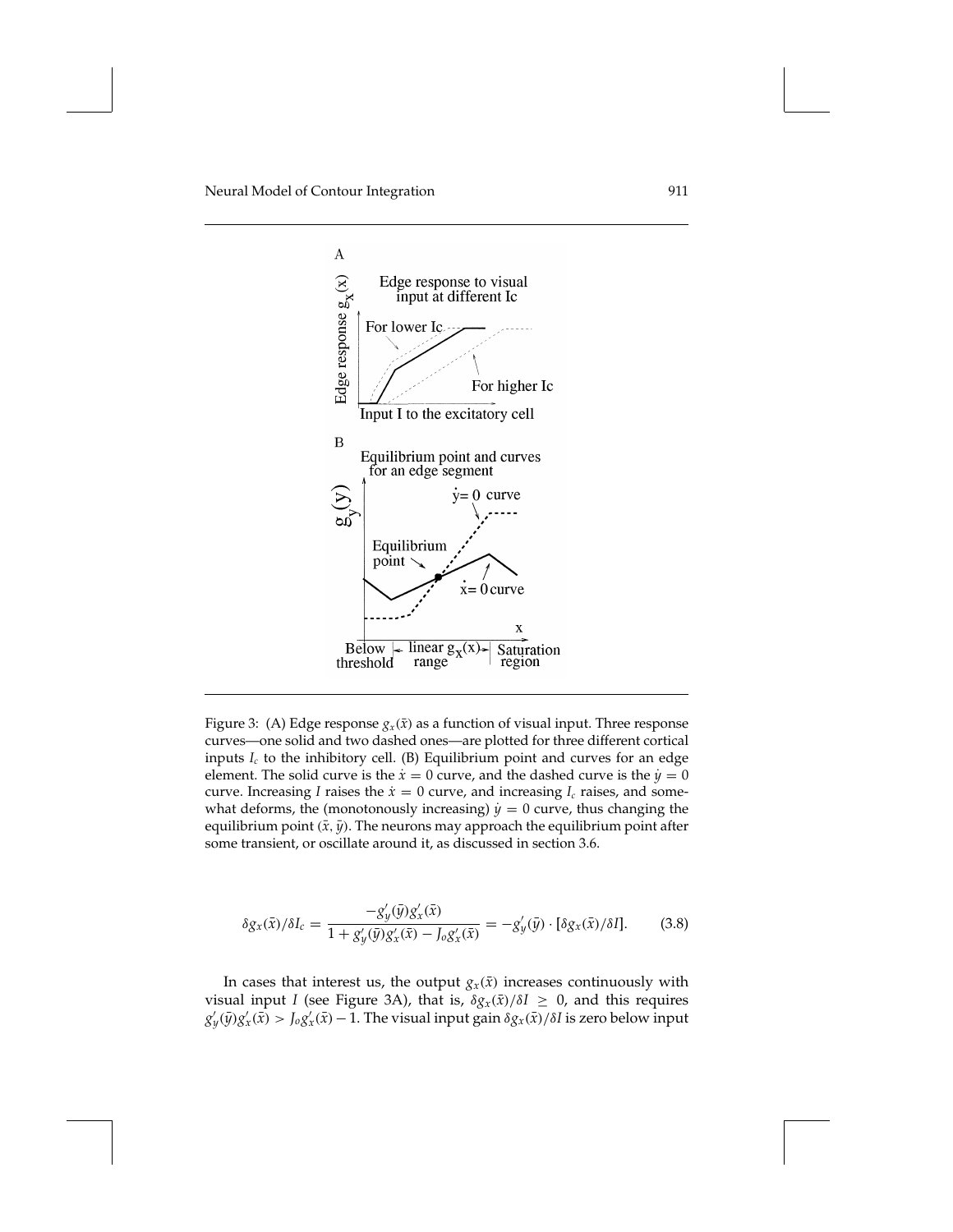Figure 3: (A) Edge response $g_x(\bar{x})$ as a function of visual input. Three response curves—one solid and two dashed ones—are plotted for three different cortical inputs $I_c$ to the inhibitory cell. (B) Equilibrium point and curves for an edge element. The solid curve is the $\dot{x} = 0$ curve, and the dashed curve is the $\dot{y} = 0$ curve. Increasing $I$ raises the $\dot{x} = 0$ curve, and increasing $I_c$ raises, and somewhat deforms, the (monotonously increasing) $\dot{y} = 0$ curve, thus changing the equilibrium point $(\bar{x}, \bar{y})$. The neurons may approach the equilibrium point after some transient, or oscillate around it, as discussed in section 3.6.

$$\delta g_x(\bar{x})/\delta I_c = \frac{-g_y'(\bar{y})g_x'(\bar{x})}{1 + g_y'(\bar{y})g_x'(\bar{x}) - J_o g_x'(\bar{x})} = -g_y'(\bar{y}) \cdot [\delta g_x(\bar{x})/\delta I]. \tag{3.8}$$

In cases that interest us, the output $g_x(\bar{x})$ increases continuously with visual input $I$ (see Figure 3A), that is, $\delta g_x(\bar{x})/\delta I \geq 0$, and this requires $g_y'(\bar{y})g_x'(\bar{x}) > J_o g_x'(\bar{x}) - 1$. The visual input gain $\delta g_x(\bar{x})/\delta I$ is zero below input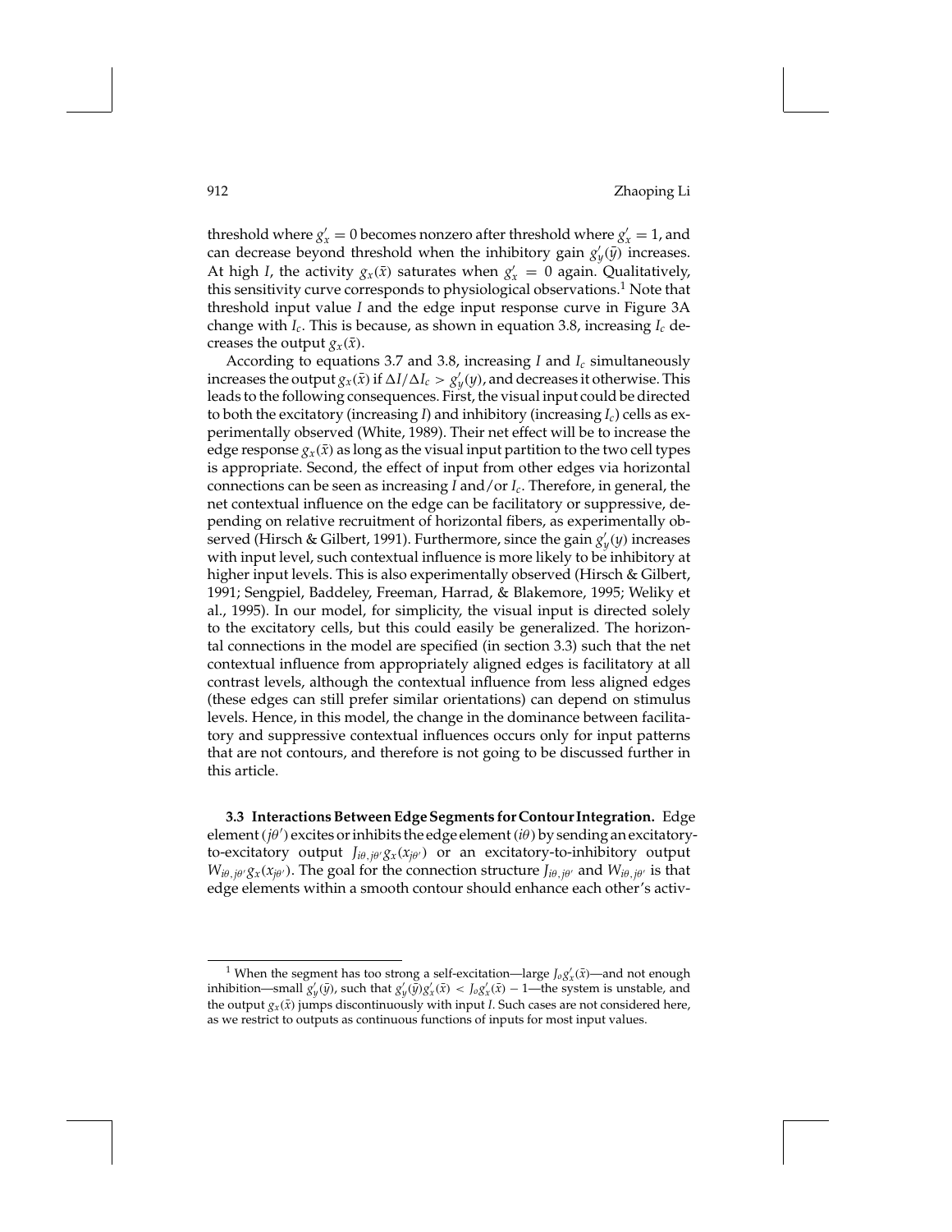threshold where $g'_x = 0$ becomes nonzero after threshold where $g'_x = 1$, and can decrease beyond threshold when the inhibitory gain $g'_y(\bar{y})$ increases. At high $I$, the activity $g_x(\bar{x})$ saturates when $g'_x = 0$ again. Qualitatively, this sensitivity curve corresponds to physiological observations.[1] Note that threshold input value $I$ and the edge input response curve in Figure 3A change with $I_c$. This is because, as shown in equation 3.8, increasing $I_c$ decreases the output $g_x(\bar{x})$.

According to equations 3.7 and 3.8, increasing $I$ and $I_c$ simultaneously increases the output $g_x(\bar{x})$ if $\Delta I/\Delta I_c > g'_y(y)$, and decreases it otherwise. This leads to the following consequences. First, the visual input could be directed to both the excitatory (increasing $I$) and inhibitory (increasing $I_c$) cells as experimentally observed (White, 1989). Their net effect will be to increase the edge response $g_x(\bar{x})$ as long as the visual input partition to the two cell types is appropriate. Second, the effect of input from other edges via horizontal connections can be seen as increasing $I$ and/or $I_c$. Therefore, in general, the net contextual influence on the edge can be facilitatory or suppressive, depending on relative recruitment of horizontal fibers, as experimentally observed (Hirsch & Gilbert, 1991). Furthermore, since the gain $g'_y(y)$ increases with input level, such contextual influence is more likely to be inhibitory at higher input levels. This is also experimentally observed (Hirsch & Gilbert, 1991; Sengpiel, Baddeley, Freeman, Harrad, & Blakemore, 1995; Weliky et al., 1995). In our model, for simplicity, the visual input is directed solely to the excitatory cells, but this could easily be generalized. The horizontal connections in the model are specified (in section 3.3) such that the net contextual influence from appropriately aligned edges is facilitatory at all contrast levels, although the contextual influence from less aligned edges (these edges can still prefer similar orientations) can depend on stimulus levels. Hence, in this model, the change in the dominance between facilitatory and suppressive contextual influences occurs only for input patterns that are not contours, and therefore is not going to be discussed further in this article.

**3.3 Interactions Between Edge Segments for Contour Integration.** Edge element $(j\theta')$ excites or inhibits the edge element $(i\theta)$ by sending an excitatory-to-excitatory output $J_{i\theta,j\theta'} g_x(x_{j\theta'})$ or an excitatory-to-inhibitory output $W_{i\theta,j\theta'} g_x(x_{j\theta'})$. The goal for the connection structure $J_{i\theta,j\theta'}$ and $W_{i\theta,j\theta'}$ is that edge elements within a smooth contour should enhance each other's activ-

[1] When the segment has too strong a self-excitation—large $J_o g'_x(\bar{x})$—and not enough inhibition—small $g'_y(\bar{y})$, such that $g'_y(\bar{y}) g'_x(\bar{x}) < J_o g'_x(\bar{x}) - 1$—the system is unstable, and the output $g_x(\bar{x})$ jumps discontinuously with input $I$. Such cases are not considered here, as we restrict to outputs as continuous functions of inputs for most input values.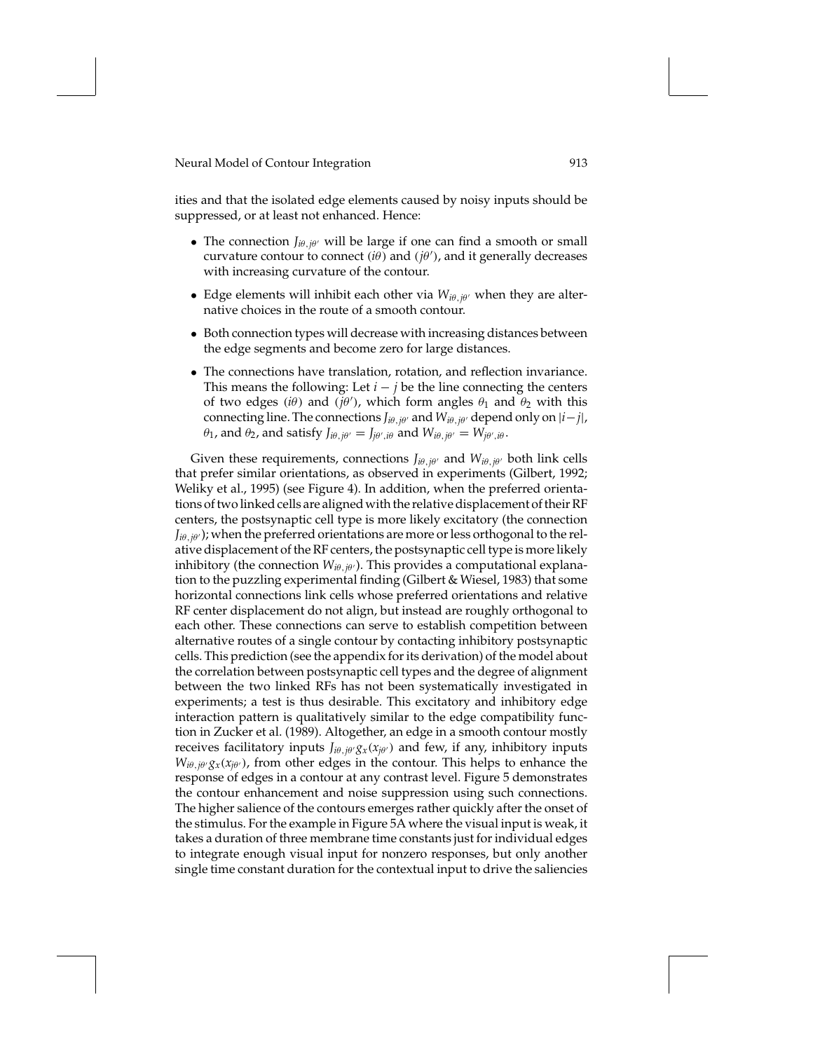ities and that the isolated edge elements caused by noisy inputs should be suppressed, or at least not enhanced. Hence:

- The connection $J_{i\theta,j\theta'}$ will be large if one can find a smooth or small curvature contour to connect $(i\theta)$ and $(j\theta')$, and it generally decreases with increasing curvature of the contour.
- Edge elements will inhibit each other via $W_{i\theta,j\theta'}$ when they are alternative choices in the route of a smooth contour.
- Both connection types will decrease with increasing distances between the edge segments and become zero for large distances.
- The connections have translation, rotation, and reflection invariance. This means the following: Let $i - j$ be the line connecting the centers of two edges $(i\theta)$ and $(j\theta')$, which form angles $\theta_1$ and $\theta_2$ with this connecting line. The connections $J_{i\theta,j\theta'}$ and $W_{i\theta,j\theta'}$ depend only on $|i-j|$, $\theta_1$, and $\theta_2$, and satisfy $J_{i\theta,j\theta'} = J_{j\theta',i\theta}$ and $W_{i\theta,j\theta'} = W_{j\theta',i\theta}$.

Given these requirements, connections $J_{i\theta,j\theta'}$ and $W_{i\theta,j\theta'}$ both link cells that prefer similar orientations, as observed in experiments (Gilbert, 1992; Weliky et al., 1995) (see Figure 4). In addition, when the preferred orientations of two linked cells are aligned with the relative displacement of their RF centers, the postsynaptic cell type is more likely excitatory (the connection $J_{i\theta,j\theta'}$); when the preferred orientations are more or less orthogonal to the relative displacement of the RF centers, the postsynaptic cell type is more likely inhibitory (the connection $W_{i\theta,j\theta'}$). This provides a computational explanation to the puzzling experimental finding (Gilbert & Wiesel, 1983) that some horizontal connections link cells whose preferred orientations and relative RF center displacement do not align, but instead are roughly orthogonal to each other. These connections can serve to establish competition between alternative routes of a single contour by contacting inhibitory postsynaptic cells. This prediction (see the appendix for its derivation) of the model about the correlation between postsynaptic cell types and the degree of alignment between the two linked RFs has not been systematically investigated in experiments; a test is thus desirable. This excitatory and inhibitory edge interaction pattern is qualitatively similar to the edge compatibility function in Zucker et al. (1989). Altogether, an edge in a smooth contour mostly receives facilitatory inputs $J_{i\theta,j\theta'}g_x(x_{j\theta'})$ and few, if any, inhibitory inputs $W_{i\theta,j\theta'}g_x(x_{j\theta'})$, from other edges in the contour. This helps to enhance the response of edges in a contour at any contrast level. Figure 5 demonstrates the contour enhancement and noise suppression using such connections. The higher salience of the contours emerges rather quickly after the onset of the stimulus. For the example in Figure 5A where the visual input is weak, it takes a duration of three membrane time constants just for individual edges to integrate enough visual input for nonzero responses, but only another single time constant duration for the contextual input to drive the saliencies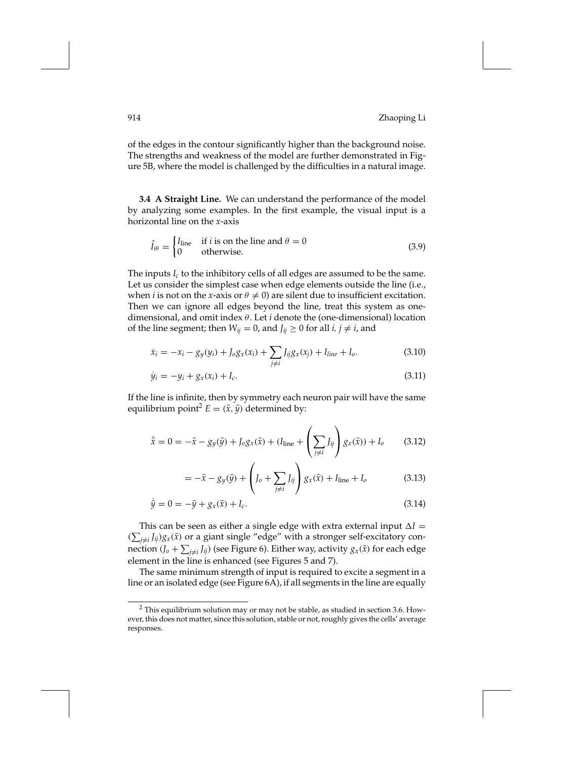of the edges in the contour significantly higher than the background noise. The strengths and weakness of the model are further demonstrated in Figure 5B, where the model is challenged by the difficulties in a natural image.

### 3.4 A Straight Line.

We can understand the performance of the model by analyzing some examples. In the first example, the visual input is a horizontal line on the $x$-axis

$$\hat{I}_{i\theta} = \begin{cases} I_{\text{line}} & \text{if } i \text{ is on the line and } \theta = 0 \\ 0 & \text{otherwise.} \end{cases} \tag{3.9}$$

The inputs $I_c$ to the inhibitory cells of all edges are assumed to be the same. Let us consider the simplest case when edge elements outside the line (i.e., when $i$ is not on the $x$-axis or $\theta \neq 0$) are silent due to insufficient excitation. Then we can ignore all edges beyond the line, treat this system as one-dimensional, and omit index $\theta$. Let $i$ denote the (one-dimensional) location of the line segment; then $W_{ij} = 0$, and $J_{ij} \geq 0$ for all $i, j \neq i$, and

$$\dot{x}_i = -x_i - g_y(y_i) + J_o g_x(x_i) + \sum_{j \neq i} J_{ij} g_x(x_j) + I_{line} + I_o. \tag{3.10}$$

$$\dot{y}_i = -y_i + g_x(x_i) + I_c. \tag{3.11}$$

If the line is infinite, then by symmetry each neuron pair will have the same equilibrium point[2] $E = (\bar{x}, \bar{y})$ determined by:

$$\dot{\bar{x}} = 0 = -\bar{x} - g_y(\bar{y}) + J_o g_x(\bar{x}) + \left(I_{\text{line}} + \left(\sum_{j \neq i} J_{ij}\right) g_x(\bar{x})\right) + I_o \tag{3.12}$$

$$= -\bar{x} - g_y(\bar{y}) + \left(J_o + \sum_{j \neq i} J_{ij}\right) g_x(\bar{x}) + I_{\text{line}} + I_o \tag{3.13}$$

$$\dot{\bar{y}} = 0 = -\bar{y} + g_x(\bar{x}) + I_c. \tag{3.14}$$

This can be seen as either a single edge with extra external input $\Delta I = (\sum_{j \neq i} J_{ij}) g_x(\bar{x})$ or a giant single "edge" with a stronger self-excitatory connection $(J_o + \sum_{j \neq i} J_{ij})$ (see Figure 6). Either way, activity $g_x(\bar{x})$ for each edge element in the line is enhanced (see Figures 5 and 7).

The same minimum strength of input is required to excite a segment in a line or an isolated edge (see Figure 6A), if all segments in the line are equally

[2] This equilibrium solution may or may not be stable, as studied in section 3.6. However, this does not matter, since this solution, stable or not, roughly gives the cells' average responses.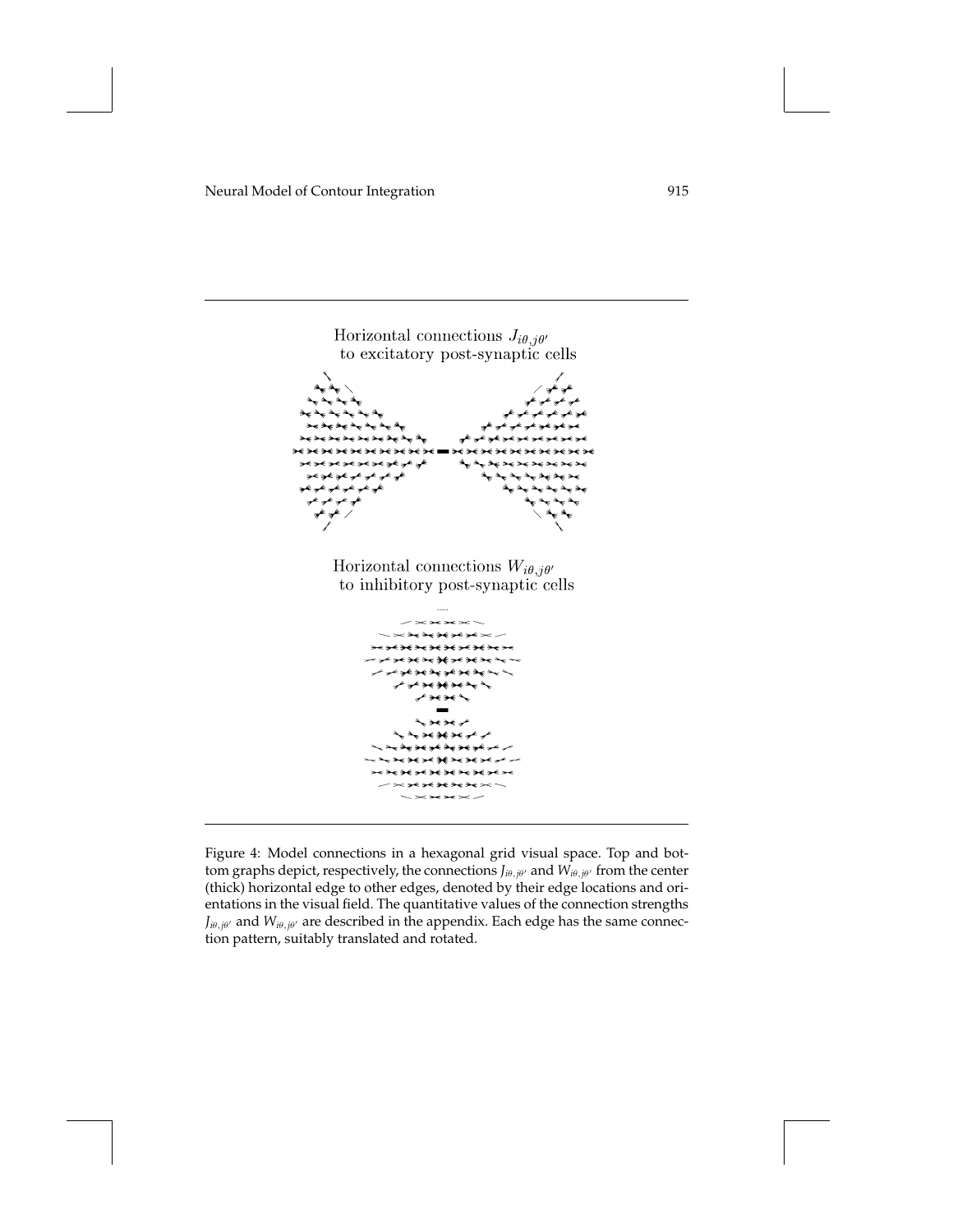Horizontal connections $J_{i\theta,j\theta'}$ to excitatory post-synaptic cells

Horizontal connections $W_{i\theta,j\theta'}$ to inhibitory post-synaptic cells

Figure 4: Model connections in a hexagonal grid visual space. Top and bottom graphs depict, respectively, the connections $J_{i\theta,j\theta'}$ and $W_{i\theta,j\theta'}$ from the center (thick) horizontal edge to other edges, denoted by their edge locations and orientations in the visual field. The quantitative values of the connection strengths $J_{i\theta,j\theta'}$ and $W_{i\theta,j\theta'}$ are described in the appendix. Each edge has the same connection pattern, suitably translated and rotated.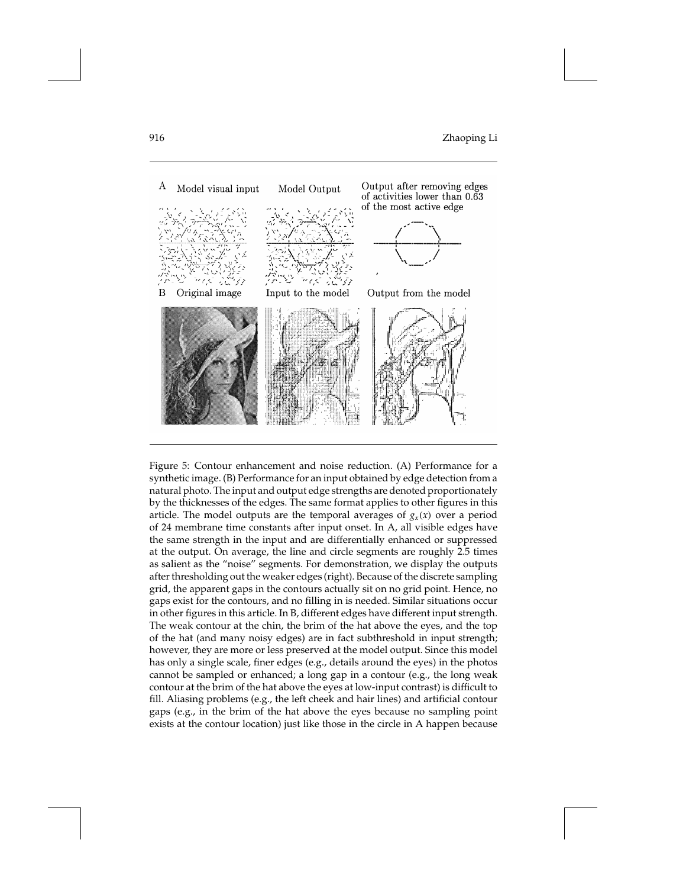A Model visual input — Model Output — Output after removing edges of activities lower than 0.63 of the most active edge

B Original image — Input to the model — Output from the model

Figure 5: Contour enhancement and noise reduction. (A) Performance for a synthetic image. (B) Performance for an input obtained by edge detection from a natural photo. The input and output edge strengths are denoted proportionately by the thicknesses of the edges. The same format applies to other figures in this article. The model outputs are the temporal averages of $g_x(x)$ over a period of 24 membrane time constants after input onset. In A, all visible edges have the same strength in the input and are differentially enhanced or suppressed at the output. On average, the line and circle segments are roughly 2.5 times as salient as the "noise" segments. For demonstration, we display the outputs after thresholding out the weaker edges (right). Because of the discrete sampling grid, the apparent gaps in the contours actually sit on no grid point. Hence, no gaps exist for the contours, and no filling in is needed. Similar situations occur in other figures in this article. In B, different edges have different input strength. The weak contour at the chin, the brim of the hat above the eyes, and the top of the hat (and many noisy edges) are in fact subthreshold in input strength; however, they are more or less preserved at the model output. Since this model has only a single scale, finer edges (e.g., details around the eyes) in the photos cannot be sampled or enhanced; a long gap in a contour (e.g., the long weak contour at the brim of the hat above the eyes at low-input contrast) is difficult to fill. Aliasing problems (e.g., the left cheek and hair lines) and artificial contour gaps (e.g., in the brim of the hat above the eyes because no sampling point exists at the contour location) just like those in the circle in A happen because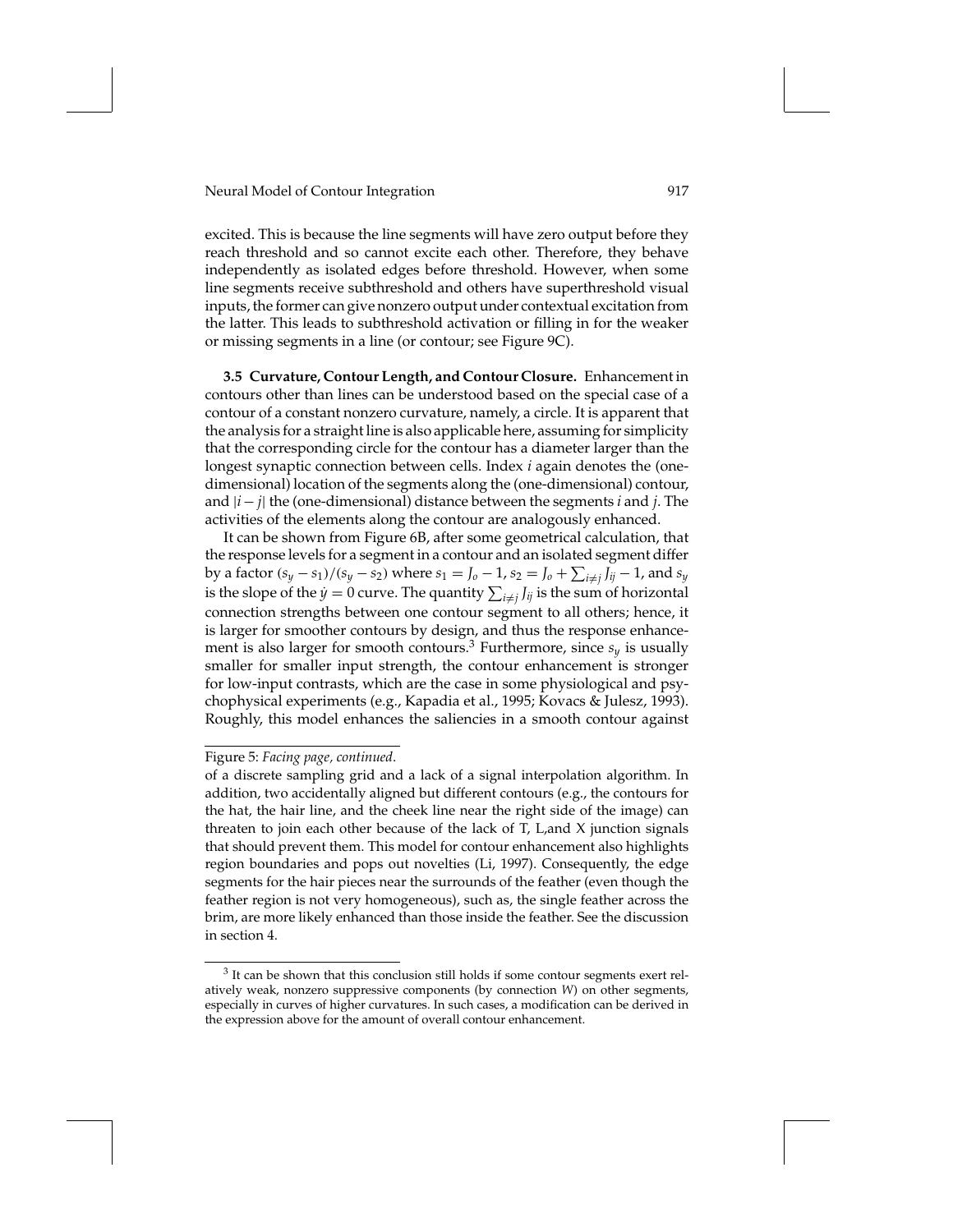excited. This is because the line segments will have zero output before they reach threshold and so cannot excite each other. Therefore, they behave independently as isolated edges before threshold. However, when some line segments receive subthreshold and others have superthreshold visual inputs, the former can give nonzero output under contextual excitation from the latter. This leads to subthreshold activation or filling in for the weaker or missing segments in a line (or contour; see Figure 9C).

**3.5 Curvature, Contour Length, and Contour Closure.** Enhancement in contours other than lines can be understood based on the special case of a contour of a constant nonzero curvature, namely, a circle. It is apparent that the analysis for a straight line is also applicable here, assuming for simplicity that the corresponding circle for the contour has a diameter larger than the longest synaptic connection between cells. Index $i$ again denotes the (one-dimensional) location of the segments along the (one-dimensional) contour, and $|i-j|$ the (one-dimensional) distance between the segments $i$ and $j$. The activities of the elements along the contour are analogously enhanced.

It can be shown from Figure 6B, after some geometrical calculation, that the response levels for a segment in a contour and an isolated segment differ by a factor $(s_y - s_1)/(s_y - s_2)$ where $s_1 = J_o - 1$, $s_2 = J_o + \sum_{i \neq j} J_{ij} - 1$, and $s_y$ is the slope of the $\dot{y} = 0$ curve. The quantity $\sum_{i \neq j} J_{ij}$ is the sum of horizontal connection strengths between one contour segment to all others; hence, it is larger for smoother contours by design, and thus the response enhancement is also larger for smooth contours.[3] Furthermore, since $s_y$ is usually smaller for smaller input strength, the contour enhancement is stronger for low-input contrasts, which are the case in some physiological and psychophysical experiments (e.g., Kapadia et al., 1995; Kovacs & Julesz, 1993). Roughly, this model enhances the saliencies in a smooth contour against

Figure 5: *Facing page, continued*.

of a discrete sampling grid and a lack of a signal interpolation algorithm. In addition, two accidentally aligned but different contours (e.g., the contours for the hat, the hair line, and the cheek line near the right side of the image) can threaten to join each other because of the lack of T, L,and X junction signals that should prevent them. This model for contour enhancement also highlights region boundaries and pops out novelties (Li, 1997). Consequently, the edge segments for the hair pieces near the surrounds of the feather (even though the feather region is not very homogeneous), such as, the single feather across the brim, are more likely enhanced than those inside the feather. See the discussion in section 4.

[3] It can be shown that this conclusion still holds if some contour segments exert relatively weak, nonzero suppressive components (by connection $W$) on other segments, especially in curves of higher curvatures. In such cases, a modification can be derived in the expression above for the amount of overall contour enhancement.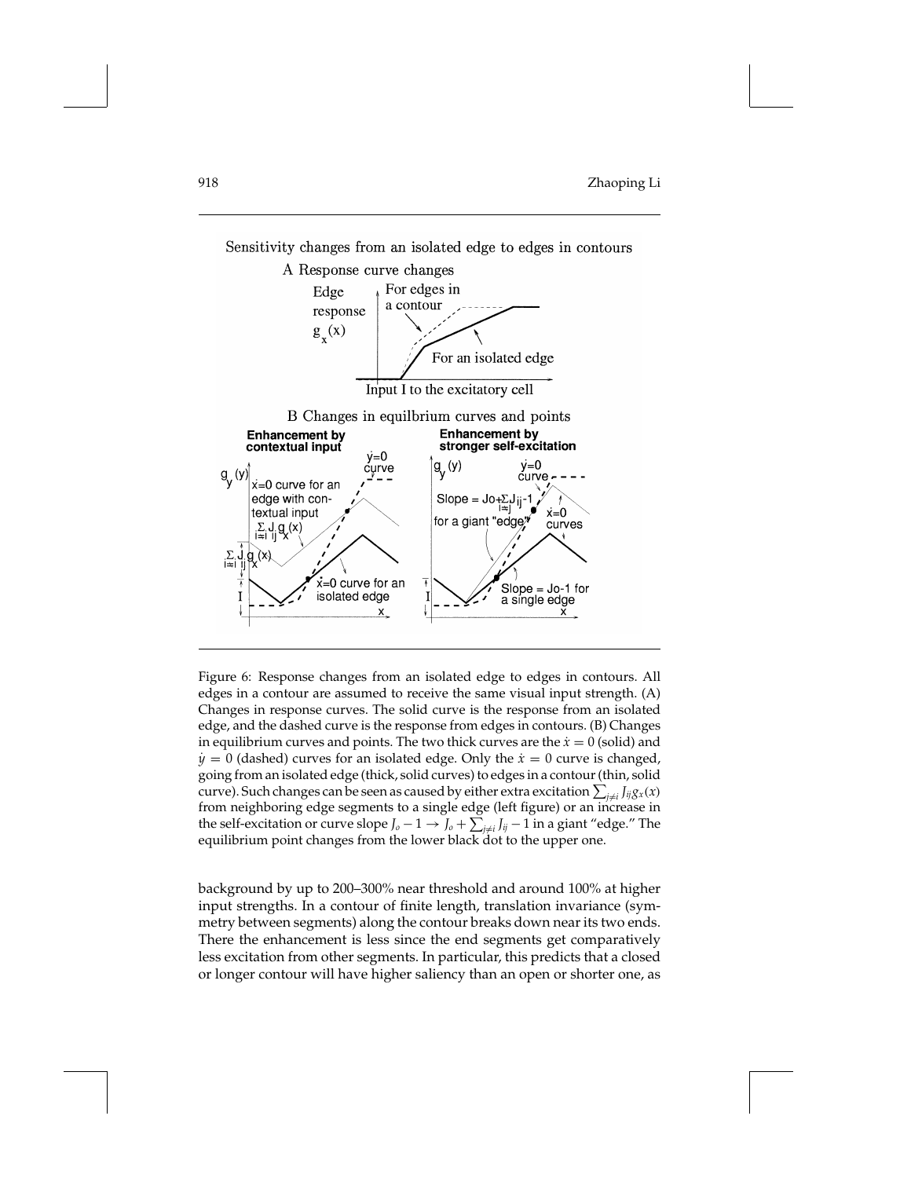Sensitivity changes from an isolated edge to edges in contours

A Response curve changes

B Changes in equilibrium curves and points

Figure 6: Response changes from an isolated edge to edges in contours. All edges in a contour are assumed to receive the same visual input strength. (A) Changes in response curves. The solid curve is the response from an isolated edge, and the dashed curve is the response from edges in contours. (B) Changes in equilibrium curves and points. The two thick curves are the $\dot{x} = 0$ (solid) and $\dot{y} = 0$ (dashed) curves for an isolated edge. Only the $\dot{x} = 0$ curve is changed, going from an isolated edge (thick, solid curves) to edges in a contour (thin, solid curve). Such changes can be seen as caused by either extra excitation $\sum_{j \neq i} J_{ij} g_x(x)$ from neighboring edge segments to a single edge (left figure) or an increase in the self-excitation or curve slope $J_o - 1 \rightarrow J_o + \sum_{j \neq i} J_{ij} - 1$ in a giant "edge." The equilibrium point changes from the lower black dot to the upper one.

background by up to 200–300% near threshold and around 100% at higher input strengths. In a contour of finite length, translation invariance (symmetry between segments) along the contour breaks down near its two ends. There the enhancement is less since the end segments get comparatively less excitation from other segments. In particular, this predicts that a closed or longer contour will have higher saliency than an open or shorter one, as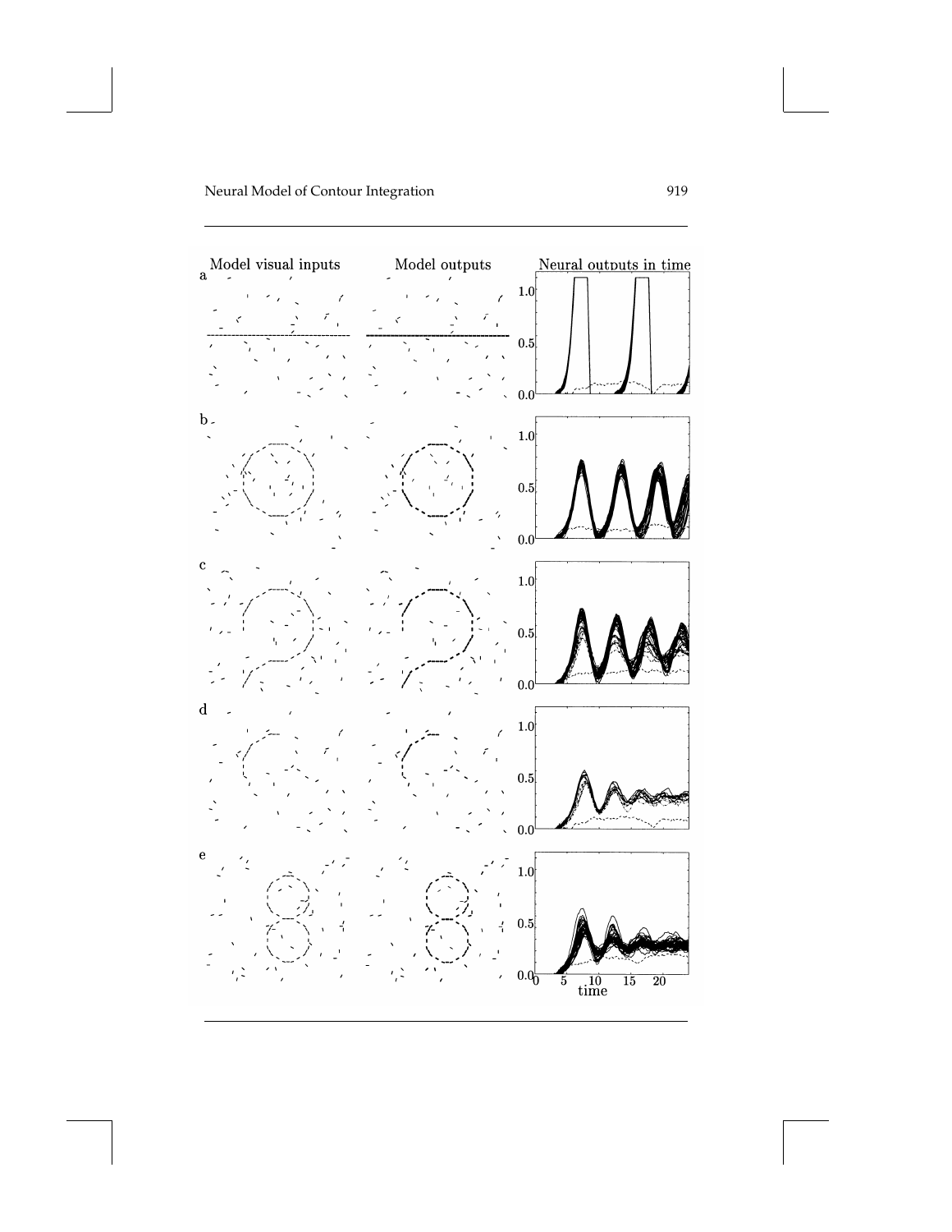Model visual inputs

Model outputs

Neural outputs in time

a

b

c

d

e

1.0

0.5

0.0

0 5 10 15 20

time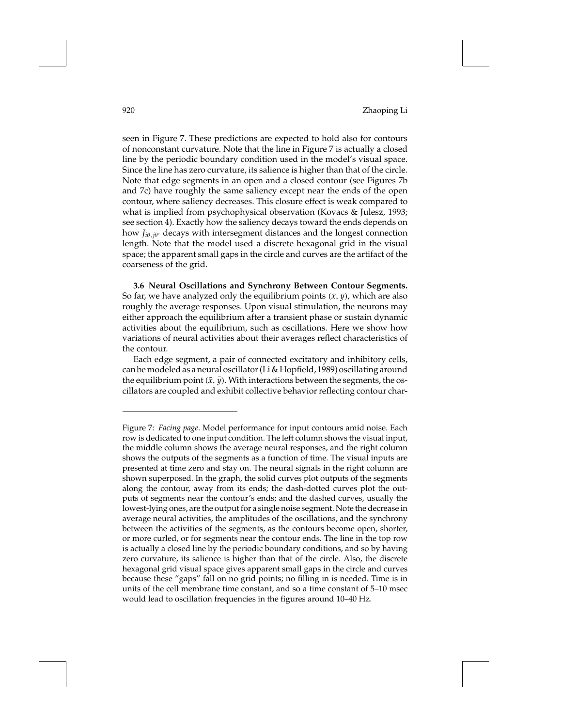seen in Figure 7. These predictions are expected to hold also for contours of nonconstant curvature. Note that the line in Figure 7 is actually a closed line by the periodic boundary condition used in the model's visual space. Since the line has zero curvature, its salience is higher than that of the circle. Note that edge segments in an open and a closed contour (see Figures 7b and 7c) have roughly the same saliency except near the ends of the open contour, where saliency decreases. This closure effect is weak compared to what is implied from psychophysical observation (Kovacs & Julesz, 1993; see section 4). Exactly how the saliency decays toward the ends depends on how $J_{i\theta,j\theta'}$ decays with intersegment distances and the longest connection length. Note that the model used a discrete hexagonal grid in the visual space; the apparent small gaps in the circle and curves are the artifact of the coarseness of the grid.

**3.6 Neural Oscillations and Synchrony Between Contour Segments.** So far, we have analyzed only the equilibrium points $(\bar{x}, \bar{y})$, which are also roughly the average responses. Upon visual stimulation, the neurons may either approach the equilibrium after a transient phase or sustain dynamic activities about the equilibrium, such as oscillations. Here we show how variations of neural activities about their averages reflect characteristics of the contour.

Each edge segment, a pair of connected excitatory and inhibitory cells, can be modeled as a neural oscillator (Li & Hopfield, 1989) oscillating around the equilibrium point $(\bar{x}, \bar{y})$. With interactions between the segments, the oscillators are coupled and exhibit collective behavior reflecting contour char-

Figure 7: *Facing page*. Model performance for input contours amid noise. Each row is dedicated to one input condition. The left column shows the visual input, the middle column shows the average neural responses, and the right column shows the outputs of the segments as a function of time. The visual inputs are presented at time zero and stay on. The neural signals in the right column are shown superposed. In the graph, the solid curves plot outputs of the segments along the contour, away from its ends; the dash-dotted curves plot the outputs of segments near the contour's ends; and the dashed curves, usually the lowest-lying ones, are the output for a single noise segment. Note the decrease in average neural activities, the amplitudes of the oscillations, and the synchrony between the activities of the segments, as the contours become open, shorter, or more curled, or for segments near the contour ends. The line in the top row is actually a closed line by the periodic boundary conditions, and so by having zero curvature, its salience is higher than that of the circle. Also, the discrete hexagonal grid visual space gives apparent small gaps in the circle and curves because these "gaps" fall on no grid points; no filling in is needed. Time is in units of the cell membrane time constant, and so a time constant of 5–10 msec would lead to oscillation frequencies in the figures around 10–40 Hz.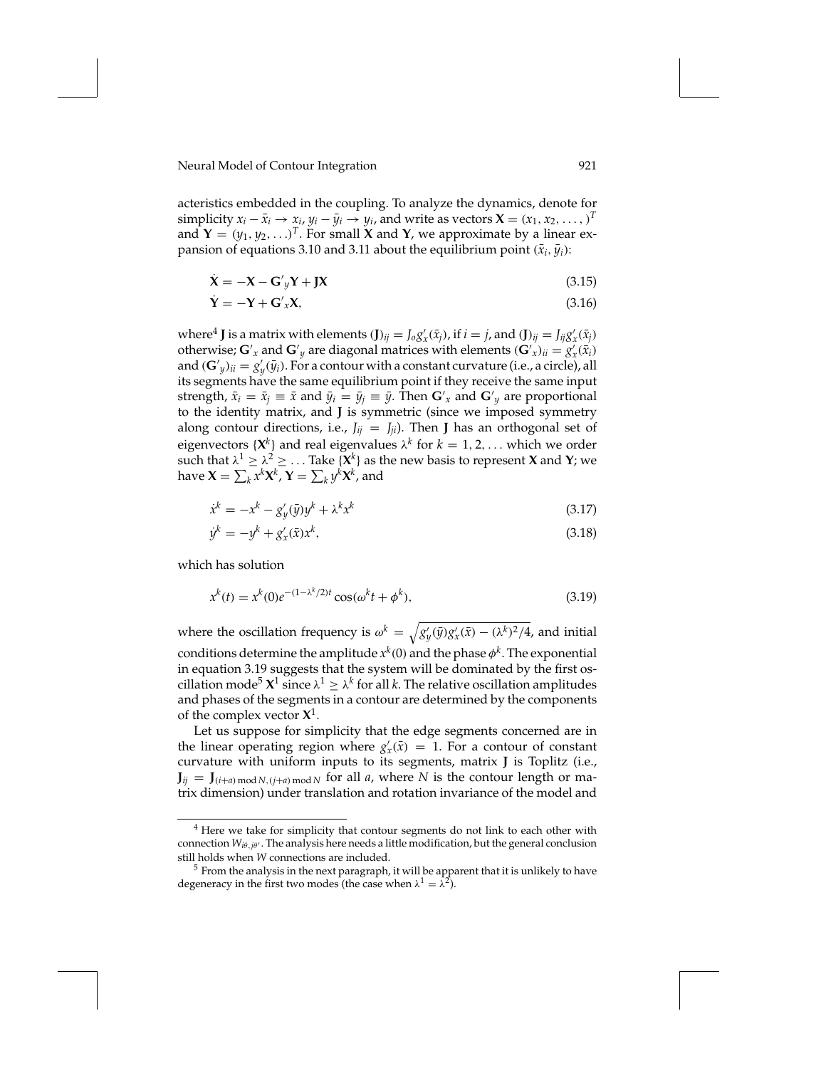acteristics embedded in the coupling. To analyze the dynamics, denote for simplicity $x_i - \bar{x}_i \to x_i$, $y_i - \bar{y}_i \to y_i$, and write as vectors $\mathbf{X} = (x_1, x_2, \ldots, )^T$ and $\mathbf{Y} = (y_1, y_2, \ldots)^T$. For small $\mathbf{X}$ and $\mathbf{Y}$, we approximate by a linear expansion of equations 3.10 and 3.11 about the equilibrium point $(\bar{x}_i, \bar{y}_i)$:

$$\dot{\mathbf{X}} = -\mathbf{X} - \mathbf{G'}_y \mathbf{Y} + \mathbf{J}\mathbf{X} \tag{3.15}$$

$$\dot{\mathbf{Y}} = -\mathbf{Y} + \mathbf{G'}_x \mathbf{X}, \tag{3.16}$$

where[4] $\mathbf{J}$ is a matrix with elements $(\mathbf{J})_{ij} = J_o g'_x(\bar{x}_j)$, if $i = j$, and $(\mathbf{J})_{ij} = J_{ij} g'_x(\bar{x}_j)$ otherwise; $\mathbf{G'}_x$ and $\mathbf{G'}_y$ are diagonal matrices with elements $(\mathbf{G'}_x)_{ii} = g'_x(\bar{x}_i)$ and $(\mathbf{G'}_y)_{ii} = g'_y(\bar{y}_i)$. For a contour with a constant curvature (i.e., a circle), all its segments have the same equilibrium point if they receive the same input strength, $\bar{x}_i = \bar{x}_j \equiv \bar{x}$ and $\bar{y}_i = \bar{y}_j \equiv \bar{y}$. Then $\mathbf{G'}_x$ and $\mathbf{G'}_y$ are proportional to the identity matrix, and $\mathbf{J}$ is symmetric (since we imposed symmetry along contour directions, i.e., $J_{ij} = J_{ji}$). Then $\mathbf{J}$ has an orthogonal set of eigenvectors $\{\mathbf{X}^k\}$ and real eigenvalues $\lambda^k$ for $k = 1, 2, \ldots$ which we order such that $\lambda^1 \geq \lambda^2 \geq \ldots$ Take $\{\mathbf{X}^k\}$ as the new basis to represent $\mathbf{X}$ and $\mathbf{Y}$; we have $\mathbf{X} = \sum_k x^k \mathbf{X}^k$, $\mathbf{Y} = \sum_k y^k \mathbf{X}^k$, and

$$\dot{x}^k = -x^k - g'_y(\bar{y}) y^k + \lambda^k x^k \tag{3.17}$$

$$\dot{y}^k = -y^k + g'_x(\bar{x}) x^k, \tag{3.18}$$

which has solution

$$x^k(t) = x^k(0) e^{-(1-\lambda^k/2)t} \cos(\omega^k t + \phi^k), \tag{3.19}$$

where the oscillation frequency is $\omega^k = \sqrt{g'_y(\bar{y}) g'_x(\bar{x}) - (\lambda^k)^2/4}$, and initial conditions determine the amplitude $x^k(0)$ and the phase $\phi^k$. The exponential in equation 3.19 suggests that the system will be dominated by the first oscillation mode[5] $\mathbf{X}^1$ since $\lambda^1 \geq \lambda^k$ for all $k$. The relative oscillation amplitudes and phases of the segments in a contour are determined by the components of the complex vector $\mathbf{X}^1$.

Let us suppose for simplicity that the edge segments concerned are in the linear operating region where $g'_x(\bar{x}) = 1$. For a contour of constant curvature with uniform inputs to its segments, matrix $\mathbf{J}$ is Toplitz (i.e., $\mathbf{J}_{ij} = \mathbf{J}_{(i+a) \bmod N, (j+a) \bmod N}$ for all $a$, where $N$ is the contour length or matrix dimension) under translation and rotation invariance of the model and

---

[4] Here we take for simplicity that contour segments do not link to each other with connection $W_{i\theta, j\theta'}$. The analysis here needs a little modification, but the general conclusion still holds when $W$ connections are included.

[5] From the analysis in the next paragraph, it will be apparent that it is unlikely to have degeneracy in the first two modes (the case when $\lambda^1 = \lambda^2$).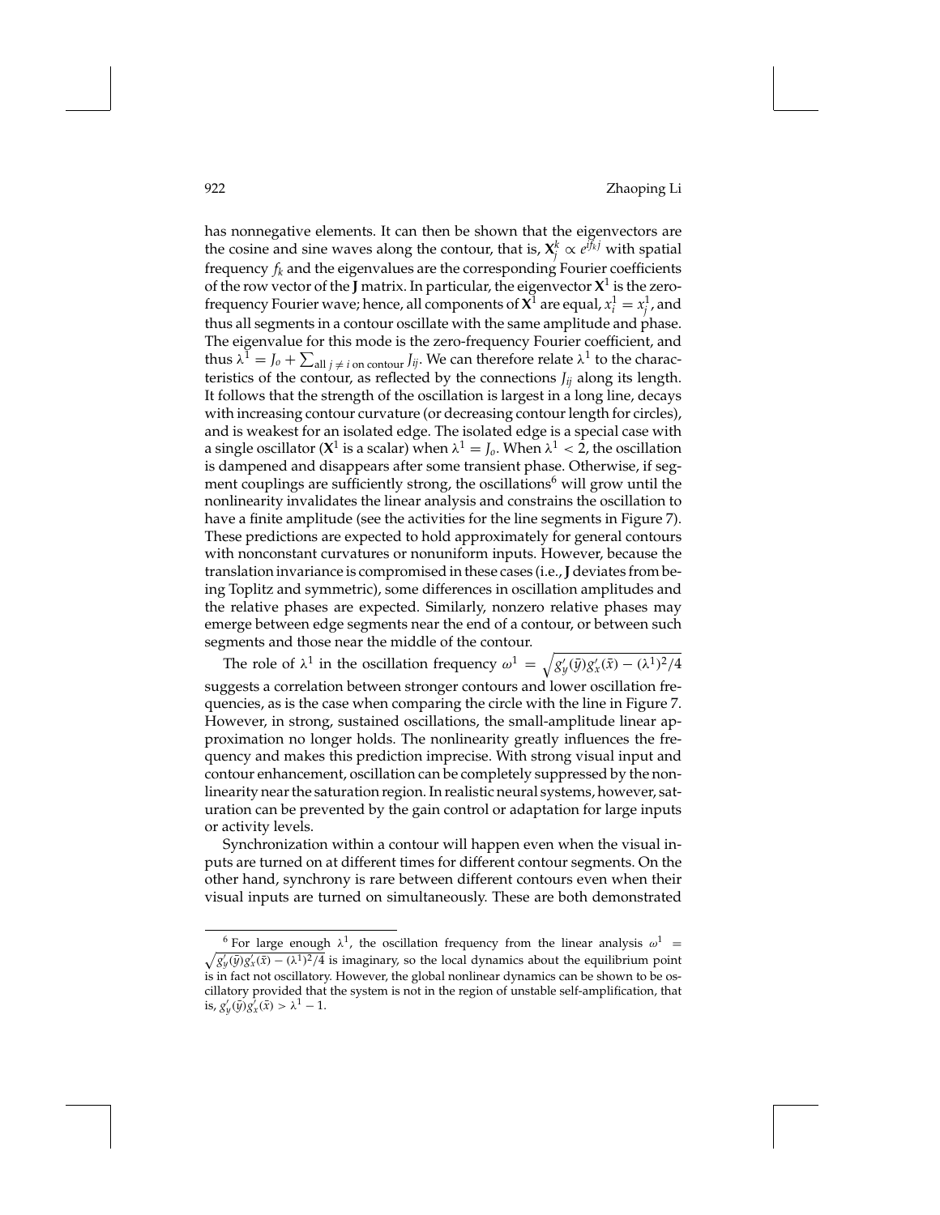has nonnegative elements. It can then be shown that the eigenvectors are the cosine and sine waves along the contour, that is, $\mathbf{X}_j^k \propto e^{if_k j}$ with spatial frequency $f_k$ and the eigenvalues are the corresponding Fourier coefficients of the row vector of the $\mathbf{J}$ matrix. In particular, the eigenvector $\mathbf{X}^1$ is the zero-frequency Fourier wave; hence, all components of $\mathbf{X}^1$ are equal, $x_i^1 = x_j^1$, and thus all segments in a contour oscillate with the same amplitude and phase. The eigenvalue for this mode is the zero-frequency Fourier coefficient, and thus $\lambda^1 = J_o + \sum_{\text{all } j \neq i \text{ on contour}} J_{ij}$. We can therefore relate $\lambda^1$ to the characteristics of the contour, as reflected by the connections $J_{ij}$ along its length. It follows that the strength of the oscillation is largest in a long line, decays with increasing contour curvature (or decreasing contour length for circles), and is weakest for an isolated edge. The isolated edge is a special case with a single oscillator ($\mathbf{X}^1$ is a scalar) when $\lambda^1 = J_o$. When $\lambda^1 < 2$, the oscillation is dampened and disappears after some transient phase. Otherwise, if segment couplings are sufficiently strong, the oscillations[6] will grow until the nonlinearity invalidates the linear analysis and constrains the oscillation to have a finite amplitude (see the activities for the line segments in Figure 7). These predictions are expected to hold approximately for general contours with nonconstant curvatures or nonuniform inputs. However, because the translation invariance is compromised in these cases (i.e., $\mathbf{J}$ deviates from being Toplitz and symmetric), some differences in oscillation amplitudes and the relative phases are expected. Similarly, nonzero relative phases may emerge between edge segments near the end of a contour, or between such segments and those near the middle of the contour.

The role of $\lambda^1$ in the oscillation frequency $\omega^1 = \sqrt{g_y'(\bar{y})g_x'(\bar{x}) - (\lambda^1)^2/4}$ suggests a correlation between stronger contours and lower oscillation frequencies, as is the case when comparing the circle with the line in Figure 7. However, in strong, sustained oscillations, the small-amplitude linear approximation no longer holds. The nonlinearity greatly influences the frequency and makes this prediction imprecise. With strong visual input and contour enhancement, oscillation can be completely suppressed by the nonlinearity near the saturation region. In realistic neural systems, however, saturation can be prevented by the gain control or adaptation for large inputs or activity levels.

Synchronization within a contour will happen even when the visual inputs are turned on at different times for different contour segments. On the other hand, synchrony is rare between different contours even when their visual inputs are turned on simultaneously. These are both demonstrated

---

[6] For large enough $\lambda^1$, the oscillation frequency from the linear analysis $\omega^1 = \sqrt{g_y'(\bar{y})g_x'(\bar{x}) - (\lambda^1)^2/4}$ is imaginary, so the local dynamics about the equilibrium point is in fact not oscillatory. However, the global nonlinear dynamics can be shown to be oscillatory provided that the system is not in the region of unstable self-amplification, that is, $g_y'(\bar{y})g_x'(\bar{x}) > \lambda^1 - 1$.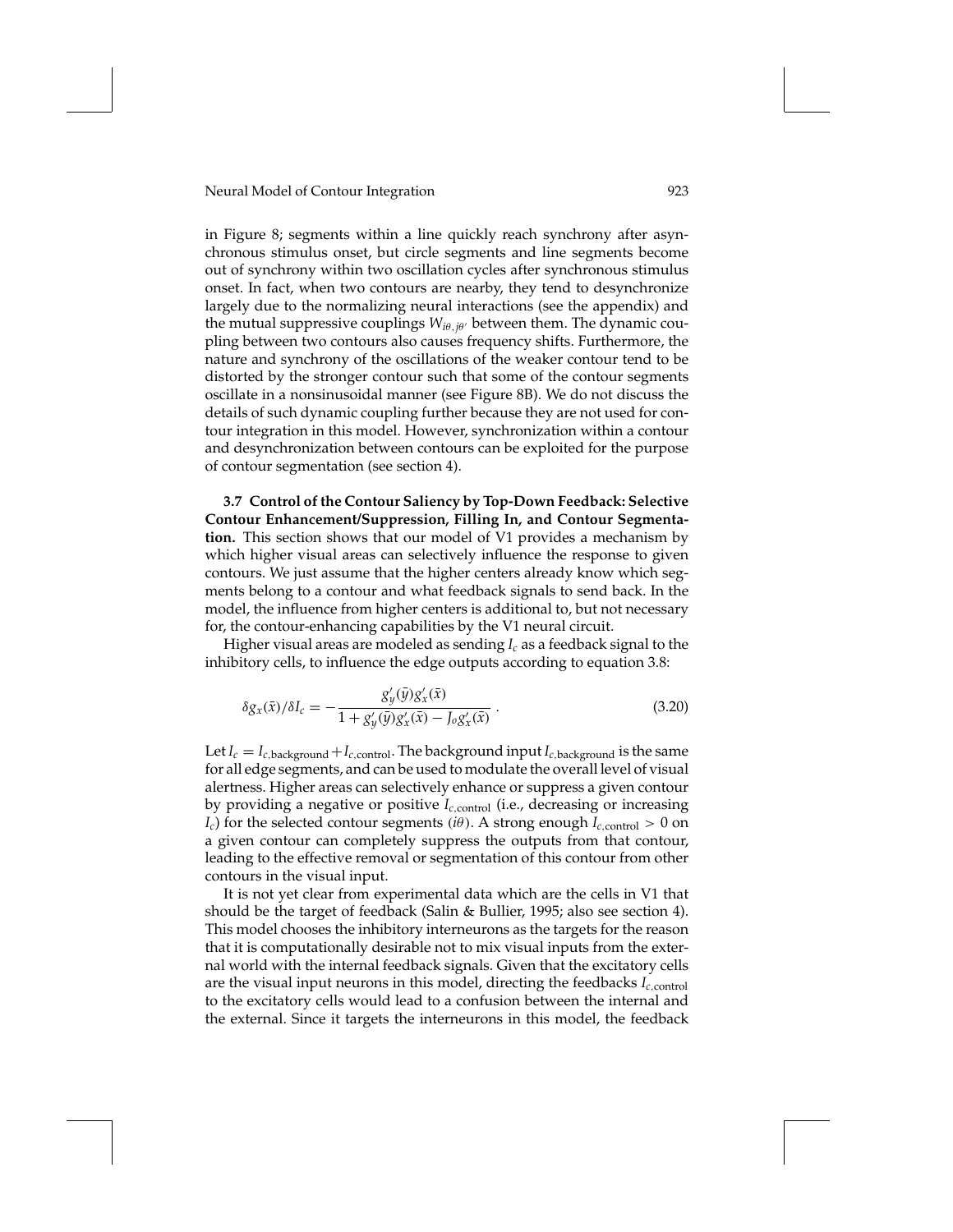in Figure 8; segments within a line quickly reach synchrony after asynchronous stimulus onset, but circle segments and line segments become out of synchrony within two oscillation cycles after synchronous stimulus onset. In fact, when two contours are nearby, they tend to desynchronize largely due to the normalizing neural interactions (see the appendix) and the mutual suppressive couplings $W_{i\theta,j\theta'}$ between them. The dynamic coupling between two contours also causes frequency shifts. Furthermore, the nature and synchrony of the oscillations of the weaker contour tend to be distorted by the stronger contour such that some of the contour segments oscillate in a nonsinusoidal manner (see Figure 8B). We do not discuss the details of such dynamic coupling further because they are not used for contour integration in this model. However, synchronization within a contour and desynchronization between contours can be exploited for the purpose of contour segmentation (see section 4).

**3.7 Control of the Contour Saliency by Top-Down Feedback: Selective Contour Enhancement/Suppression, Filling In, and Contour Segmentation.** This section shows that our model of V1 provides a mechanism by which higher visual areas can selectively influence the response to given contours. We just assume that the higher centers already know which segments belong to a contour and what feedback signals to send back. In the model, the influence from higher centers is additional to, but not necessary for, the contour-enhancing capabilities by the V1 neural circuit.

Higher visual areas are modeled as sending $I_c$ as a feedback signal to the inhibitory cells, to influence the edge outputs according to equation 3.8:

$$\delta g_x(\bar{x})/\delta I_c = -\frac{g'_y(\bar{y})g'_x(\bar{x})}{1 + g'_y(\bar{y})g'_x(\bar{x}) - J_o g'_x(\bar{x})} \; . \tag{3.20}$$

Let $I_c = I_{c,\text{background}} + I_{c,\text{control}}$. The background input $I_{c,\text{background}}$ is the same for all edge segments, and can be used to modulate the overall level of visual alertness. Higher areas can selectively enhance or suppress a given contour by providing a negative or positive $I_{c,\text{control}}$ (i.e., decreasing or increasing $I_c$) for the selected contour segments ($i\theta$). A strong enough $I_{c,\text{control}} > 0$ on a given contour can completely suppress the outputs from that contour, leading to the effective removal or segmentation of this contour from other contours in the visual input.

It is not yet clear from experimental data which are the cells in V1 that should be the target of feedback (Salin & Bullier, 1995; also see section 4). This model chooses the inhibitory interneurons as the targets for the reason that it is computationally desirable not to mix visual inputs from the external world with the internal feedback signals. Given that the excitatory cells are the visual input neurons in this model, directing the feedbacks $I_{c,\text{control}}$ to the excitatory cells would lead to a confusion between the internal and the external. Since it targets the interneurons in this model, the feedback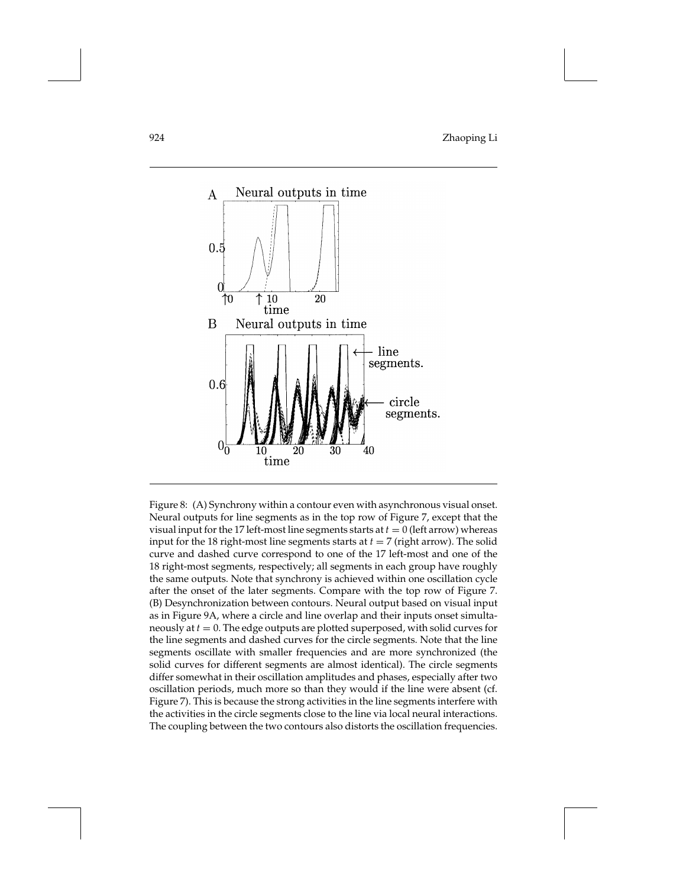Figure 8: (A) Synchrony within a contour even with asynchronous visual onset. Neural outputs for line segments as in the top row of Figure 7, except that the visual input for the 17 left-most line segments starts at $t = 0$ (left arrow) whereas input for the 18 right-most line segments starts at $t = 7$ (right arrow). The solid curve and dashed curve correspond to one of the 17 left-most and one of the 18 right-most segments, respectively; all segments in each group have roughly the same outputs. Note that synchrony is achieved within one oscillation cycle after the onset of the later segments. Compare with the top row of Figure 7. (B) Desynchronization between contours. Neural output based on visual input as in Figure 9A, where a circle and line overlap and their inputs onset simultaneously at $t = 0$. The edge outputs are plotted superposed, with solid curves for the line segments and dashed curves for the circle segments. Note that the line segments oscillate with smaller frequencies and are more synchronized (the solid curves for different segments are almost identical). The circle segments differ somewhat in their oscillation amplitudes and phases, especially after two oscillation periods, much more so than they would if the line were absent (cf. Figure 7). This is because the strong activities in the line segments interfere with the activities in the circle segments close to the line via local neural interactions. The coupling between the two contours also distorts the oscillation frequencies.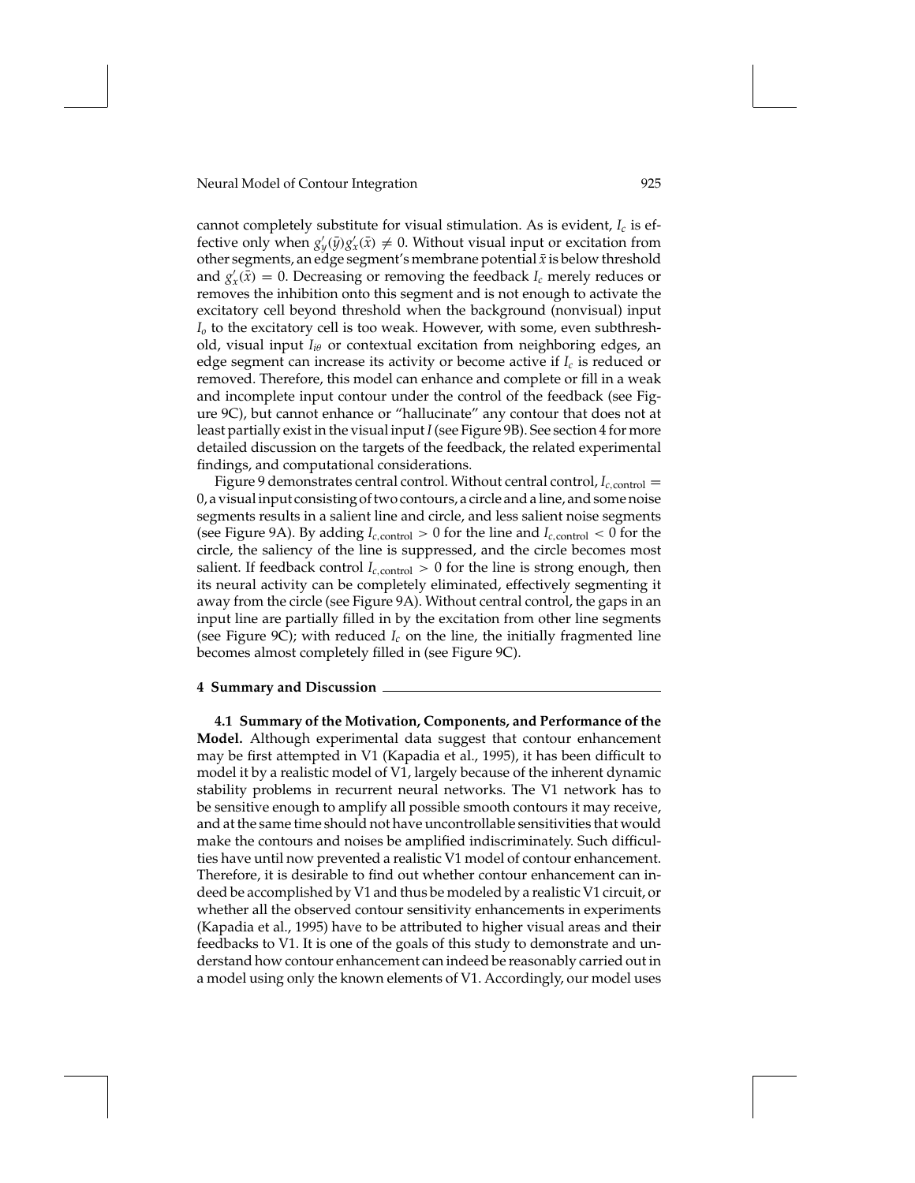cannot completely substitute for visual stimulation. As is evident, $I_c$ is effective only when $g'_y(\bar{y})g'_x(\bar{x}) \neq 0$. Without visual input or excitation from other segments, an edge segment's membrane potential $\bar{x}$ is below threshold and $g'_x(\bar{x}) = 0$. Decreasing or removing the feedback $I_c$ merely reduces or removes the inhibition onto this segment and is not enough to activate the excitatory cell beyond threshold when the background (nonvisual) input $I_o$ to the excitatory cell is too weak. However, with some, even subthreshold, visual input $I_{i\theta}$ or contextual excitation from neighboring edges, an edge segment can increase its activity or become active if $I_c$ is reduced or removed. Therefore, this model can enhance and complete or fill in a weak and incomplete input contour under the control of the feedback (see Figure 9C), but cannot enhance or "hallucinate" any contour that does not at least partially exist in the visual input $I$ (see Figure 9B). See section 4 for more detailed discussion on the targets of the feedback, the related experimental findings, and computational considerations.

Figure 9 demonstrates central control. Without central control, $I_{c,\text{control}} = 0$, a visual input consisting of two contours, a circle and a line, and some noise segments results in a salient line and circle, and less salient noise segments (see Figure 9A). By adding $I_{c,\text{control}} > 0$ for the line and $I_{c,\text{control}} < 0$ for the circle, the saliency of the line is suppressed, and the circle becomes most salient. If feedback control $I_{c,\text{control}} > 0$ for the line is strong enough, then its neural activity can be completely eliminated, effectively segmenting it away from the circle (see Figure 9A). Without central control, the gaps in an input line are partially filled in by the excitation from other line segments (see Figure 9C); with reduced $I_c$ on the line, the initially fragmented line becomes almost completely filled in (see Figure 9C).

## 4 Summary and Discussion

**4.1 Summary of the Motivation, Components, and Performance of the Model.** Although experimental data suggest that contour enhancement may be first attempted in V1 (Kapadia et al., 1995), it has been difficult to model it by a realistic model of V1, largely because of the inherent dynamic stability problems in recurrent neural networks. The V1 network has to be sensitive enough to amplify all possible smooth contours it may receive, and at the same time should not have uncontrollable sensitivities that would make the contours and noises be amplified indiscriminately. Such difficulties have until now prevented a realistic V1 model of contour enhancement. Therefore, it is desirable to find out whether contour enhancement can indeed be accomplished by V1 and thus be modeled by a realistic V1 circuit, or whether all the observed contour sensitivity enhancements in experiments (Kapadia et al., 1995) have to be attributed to higher visual areas and their feedbacks to V1. It is one of the goals of this study to demonstrate and understand how contour enhancement can indeed be reasonably carried out in a model using only the known elements of V1. Accordingly, our model uses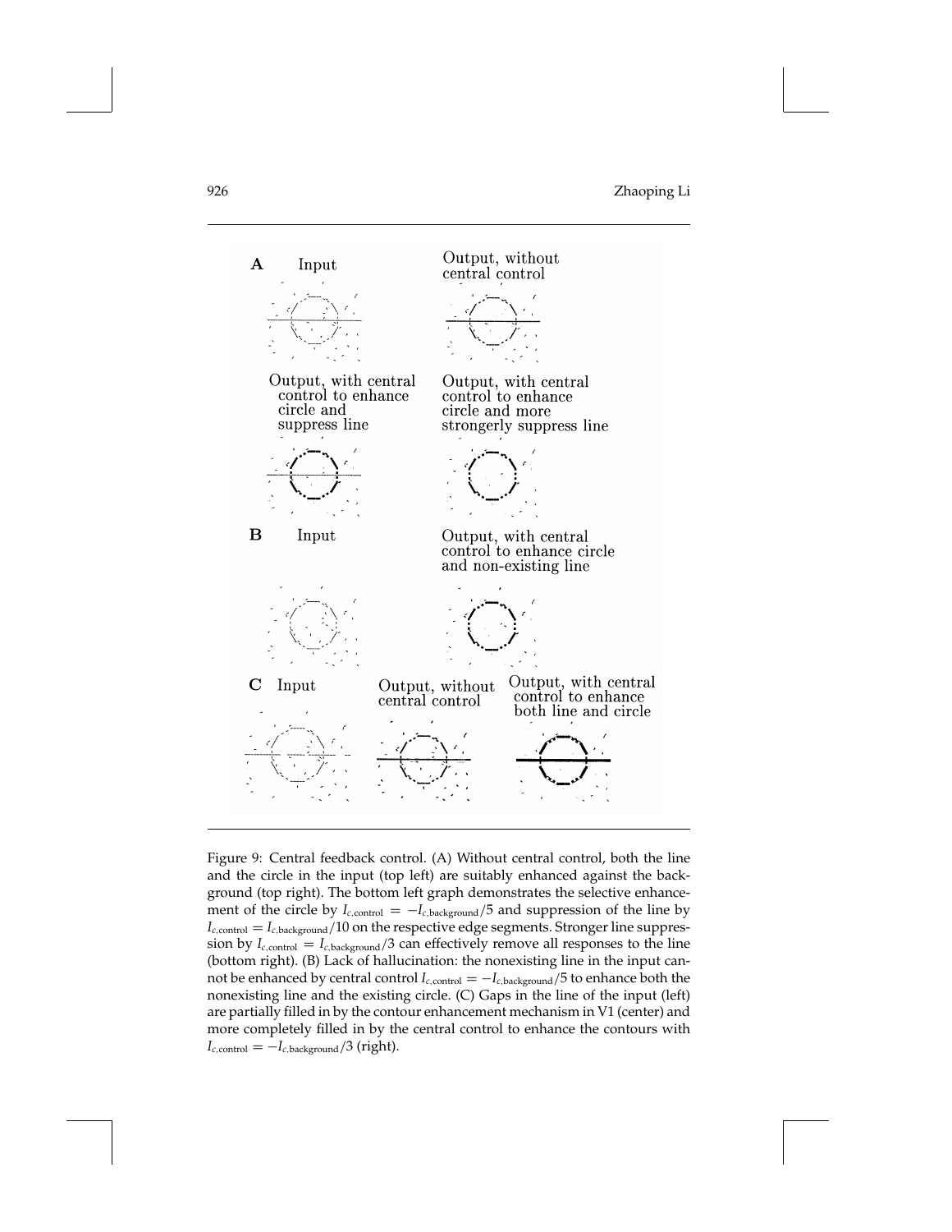A Input

Output, without central control

Output, with central control to enhance circle and suppress line

Output, with central control to enhance circle and more strongerly suppress line

B Input

Output, with central control to enhance circle and non-existing line

C Input

Output, without central control

Output, with central control to enhance both line and circle

Figure 9: Central feedback control. (A) Without central control, both the line and the circle in the input (top left) are suitably enhanced against the background (top right). The bottom left graph demonstrates the selective enhancement of the circle by $I_{c,\text{control}} = -I_{c,\text{background}}/5$ and suppression of the line by $I_{c,\text{control}} = I_{c,\text{background}}/10$ on the respective edge segments. Stronger line suppression by $I_{c,\text{control}} = I_{c,\text{background}}/3$ can effectively remove all responses to the line (bottom right). (B) Lack of hallucination: the nonexisting line in the input cannot be enhanced by central control $I_{c,\text{control}} = -I_{c,\text{background}}/5$ to enhance both the nonexisting line and the existing circle. (C) Gaps in the line of the input (left) are partially filled in by the contour enhancement mechanism in V1 (center) and more completely filled in by the central control to enhance the contours with $I_{c,\text{control}} = -I_{c,\text{background}}/3$ (right).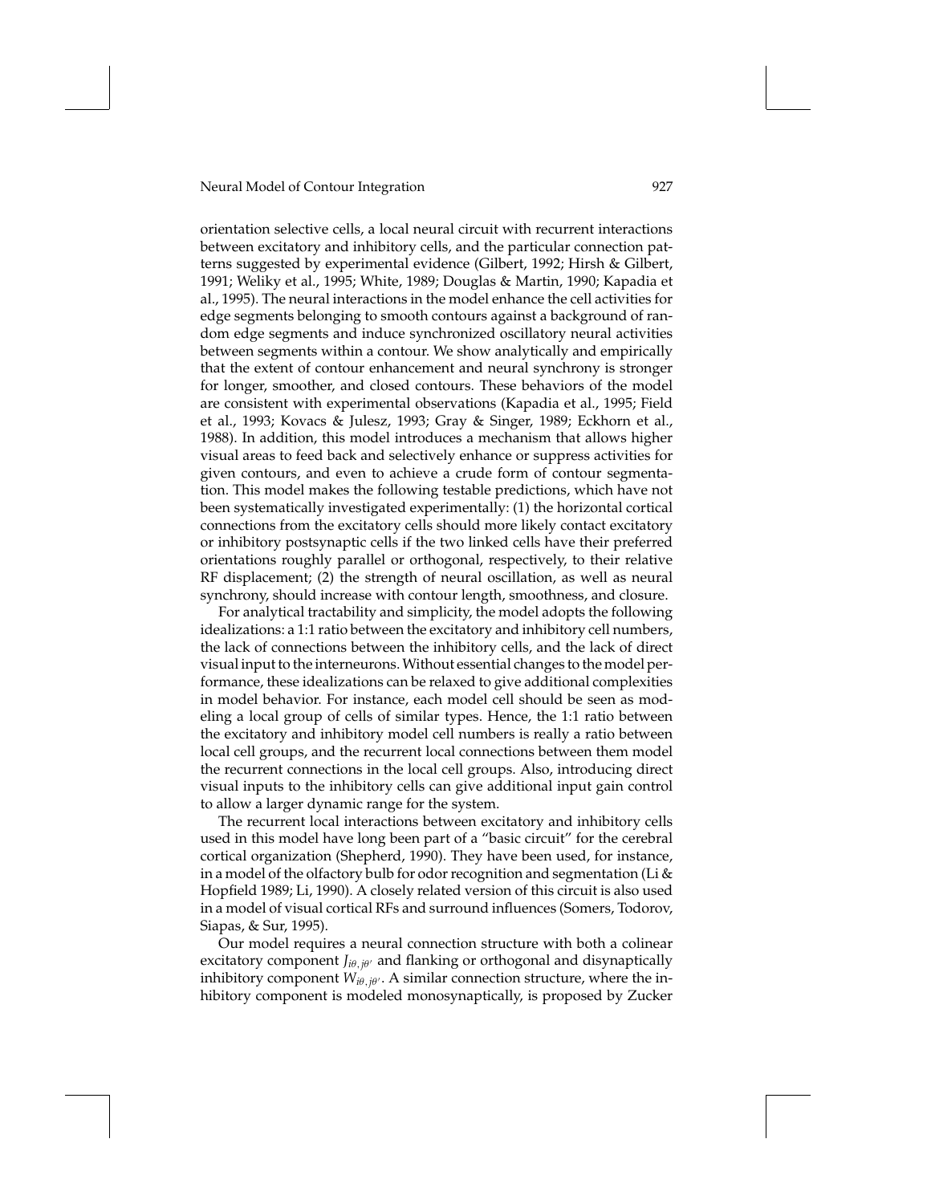orientation selective cells, a local neural circuit with recurrent interactions between excitatory and inhibitory cells, and the particular connection patterns suggested by experimental evidence (Gilbert, 1992; Hirsh & Gilbert, 1991; Weliky et al., 1995; White, 1989; Douglas & Martin, 1990; Kapadia et al., 1995). The neural interactions in the model enhance the cell activities for edge segments belonging to smooth contours against a background of random edge segments and induce synchronized oscillatory neural activities between segments within a contour. We show analytically and empirically that the extent of contour enhancement and neural synchrony is stronger for longer, smoother, and closed contours. These behaviors of the model are consistent with experimental observations (Kapadia et al., 1995; Field et al., 1993; Kovacs & Julesz, 1993; Gray & Singer, 1989; Eckhorn et al., 1988). In addition, this model introduces a mechanism that allows higher visual areas to feed back and selectively enhance or suppress activities for given contours, and even to achieve a crude form of contour segmentation. This model makes the following testable predictions, which have not been systematically investigated experimentally: (1) the horizontal cortical connections from the excitatory cells should more likely contact excitatory or inhibitory postsynaptic cells if the two linked cells have their preferred orientations roughly parallel or orthogonal, respectively, to their relative RF displacement; (2) the strength of neural oscillation, as well as neural synchrony, should increase with contour length, smoothness, and closure.

For analytical tractability and simplicity, the model adopts the following idealizations: a 1:1 ratio between the excitatory and inhibitory cell numbers, the lack of connections between the inhibitory cells, and the lack of direct visual input to the interneurons. Without essential changes to the model performance, these idealizations can be relaxed to give additional complexities in model behavior. For instance, each model cell should be seen as modeling a local group of cells of similar types. Hence, the 1:1 ratio between the excitatory and inhibitory model cell numbers is really a ratio between local cell groups, and the recurrent local connections between them model the recurrent connections in the local cell groups. Also, introducing direct visual inputs to the inhibitory cells can give additional input gain control to allow a larger dynamic range for the system.

The recurrent local interactions between excitatory and inhibitory cells used in this model have long been part of a "basic circuit" for the cerebral cortical organization (Shepherd, 1990). They have been used, for instance, in a model of the olfactory bulb for odor recognition and segmentation (Li & Hopfield 1989; Li, 1990). A closely related version of this circuit is also used in a model of visual cortical RFs and surround influences (Somers, Todorov, Siapas, & Sur, 1995).

Our model requires a neural connection structure with both a colinear excitatory component $J_{i\theta,j\theta'}$ and flanking or orthogonal and disynaptically inhibitory component $W_{i\theta,j\theta'}$. A similar connection structure, where the inhibitory component is modeled monosynaptically, is proposed by Zucker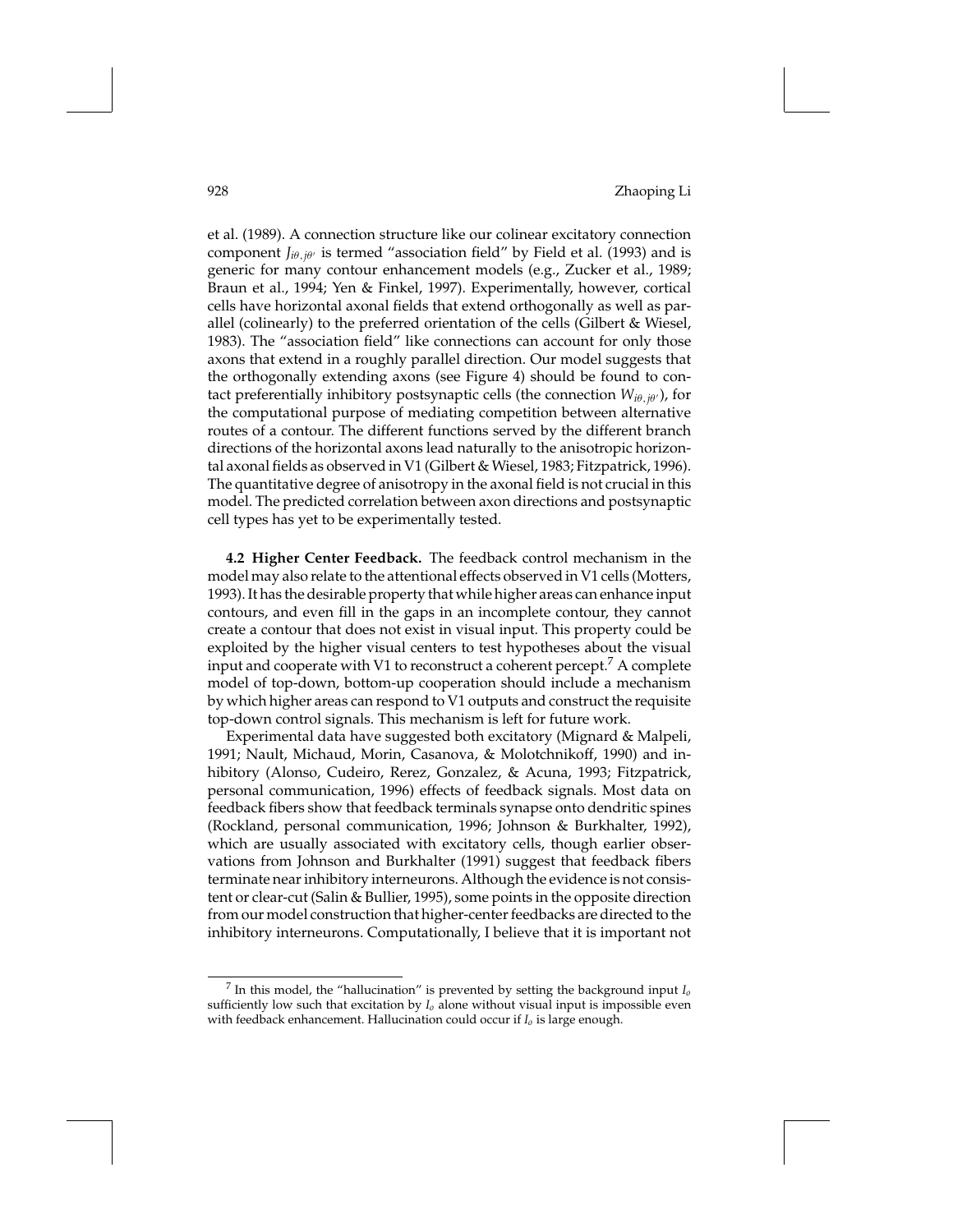et al. (1989). A connection structure like our colinear excitatory connection component $J_{i\theta,j\theta'}$ is termed "association field" by Field et al. (1993) and is generic for many contour enhancement models (e.g., Zucker et al., 1989; Braun et al., 1994; Yen & Finkel, 1997). Experimentally, however, cortical cells have horizontal axonal fields that extend orthogonally as well as parallel (colinearly) to the preferred orientation of the cells (Gilbert & Wiesel, 1983). The "association field" like connections can account for only those axons that extend in a roughly parallel direction. Our model suggests that the orthogonally extending axons (see Figure 4) should be found to contact preferentially inhibitory postsynaptic cells (the connection $W_{i\theta,j\theta'}$), for the computational purpose of mediating competition between alternative routes of a contour. The different functions served by the different branch directions of the horizontal axons lead naturally to the anisotropic horizontal axonal fields as observed in V1 (Gilbert & Wiesel, 1983; Fitzpatrick, 1996). The quantitative degree of anisotropy in the axonal field is not crucial in this model. The predicted correlation between axon directions and postsynaptic cell types has yet to be experimentally tested.

**4.2 Higher Center Feedback.** The feedback control mechanism in the model may also relate to the attentional effects observed in V1 cells (Motters, 1993). It has the desirable property that while higher areas can enhance input contours, and even fill in the gaps in an incomplete contour, they cannot create a contour that does not exist in visual input. This property could be exploited by the higher visual centers to test hypotheses about the visual input and cooperate with V1 to reconstruct a coherent percept.[7] A complete model of top-down, bottom-up cooperation should include a mechanism by which higher areas can respond to V1 outputs and construct the requisite top-down control signals. This mechanism is left for future work.

Experimental data have suggested both excitatory (Mignard & Malpeli, 1991; Nault, Michaud, Morin, Casanova, & Molotchnikoff, 1990) and inhibitory (Alonso, Cudeiro, Rerez, Gonzalez, & Acuna, 1993; Fitzpatrick, personal communication, 1996) effects of feedback signals. Most data on feedback fibers show that feedback terminals synapse onto dendritic spines (Rockland, personal communication, 1996; Johnson & Burkhalter, 1992), which are usually associated with excitatory cells, though earlier observations from Johnson and Burkhalter (1991) suggest that feedback fibers terminate near inhibitory interneurons. Although the evidence is not consistent or clear-cut (Salin & Bullier, 1995), some points in the opposite direction from our model construction that higher-center feedbacks are directed to the inhibitory interneurons. Computationally, I believe that it is important not

[7] In this model, the "hallucination" is prevented by setting the background input $I_o$ sufficiently low such that excitation by $I_o$ alone without visual input is impossible even with feedback enhancement. Hallucination could occur if $I_o$ is large enough.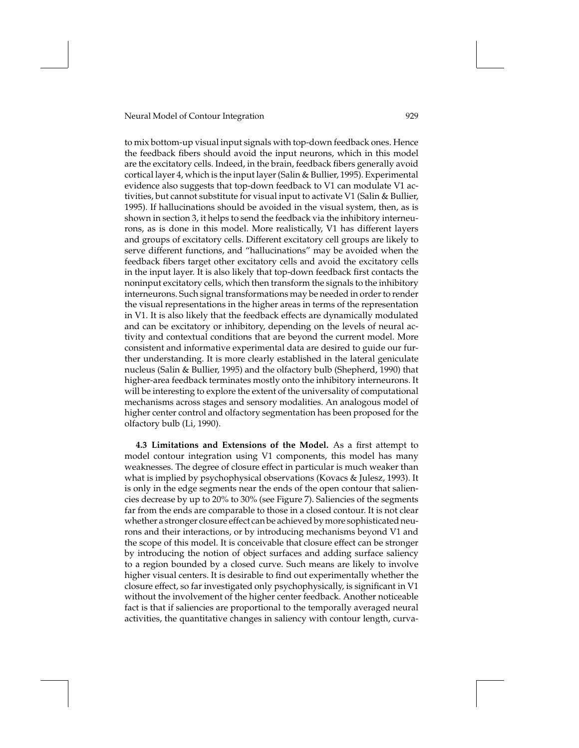to mix bottom-up visual input signals with top-down feedback ones. Hence the feedback fibers should avoid the input neurons, which in this model are the excitatory cells. Indeed, in the brain, feedback fibers generally avoid cortical layer 4, which is the input layer (Salin & Bullier, 1995). Experimental evidence also suggests that top-down feedback to V1 can modulate V1 activities, but cannot substitute for visual input to activate V1 (Salin & Bullier, 1995). If hallucinations should be avoided in the visual system, then, as is shown in section 3, it helps to send the feedback via the inhibitory interneurons, as is done in this model. More realistically, V1 has different layers and groups of excitatory cells. Different excitatory cell groups are likely to serve different functions, and "hallucinations" may be avoided when the feedback fibers target other excitatory cells and avoid the excitatory cells in the input layer. It is also likely that top-down feedback first contacts the noninput excitatory cells, which then transform the signals to the inhibitory interneurons. Such signal transformations may be needed in order to render the visual representations in the higher areas in terms of the representation in V1. It is also likely that the feedback effects are dynamically modulated and can be excitatory or inhibitory, depending on the levels of neural activity and contextual conditions that are beyond the current model. More consistent and informative experimental data are desired to guide our further understanding. It is more clearly established in the lateral geniculate nucleus (Salin & Bullier, 1995) and the olfactory bulb (Shepherd, 1990) that higher-area feedback terminates mostly onto the inhibitory interneurons. It will be interesting to explore the extent of the universality of computational mechanisms across stages and sensory modalities. An analogous model of higher center control and olfactory segmentation has been proposed for the olfactory bulb (Li, 1990).

**4.3 Limitations and Extensions of the Model.** As a first attempt to model contour integration using V1 components, this model has many weaknesses. The degree of closure effect in particular is much weaker than what is implied by psychophysical observations (Kovacs & Julesz, 1993). It is only in the edge segments near the ends of the open contour that saliencies decrease by up to 20% to 30% (see Figure 7). Saliencies of the segments far from the ends are comparable to those in a closed contour. It is not clear whether a stronger closure effect can be achieved by more sophisticated neurons and their interactions, or by introducing mechanisms beyond V1 and the scope of this model. It is conceivable that closure effect can be stronger by introducing the notion of object surfaces and adding surface saliency to a region bounded by a closed curve. Such means are likely to involve higher visual centers. It is desirable to find out experimentally whether the closure effect, so far investigated only psychophysically, is significant in V1 without the involvement of the higher center feedback. Another noticeable fact is that if saliencies are proportional to the temporally averaged neural activities, the quantitative changes in saliency with contour length, curva-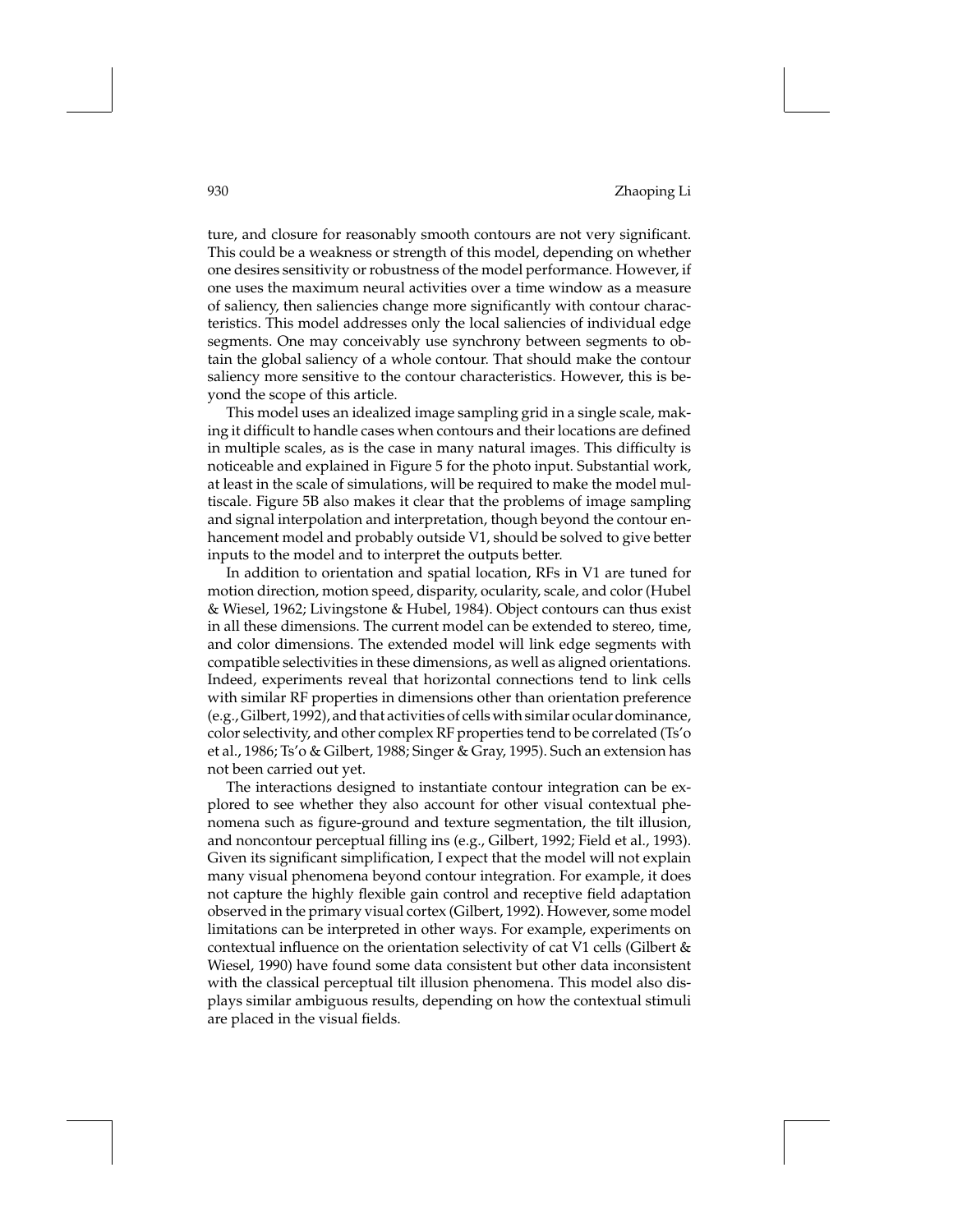ture, and closure for reasonably smooth contours are not very significant. This could be a weakness or strength of this model, depending on whether one desires sensitivity or robustness of the model performance. However, if one uses the maximum neural activities over a time window as a measure of saliency, then saliencies change more significantly with contour characteristics. This model addresses only the local saliencies of individual edge segments. One may conceivably use synchrony between segments to obtain the global saliency of a whole contour. That should make the contour saliency more sensitive to the contour characteristics. However, this is beyond the scope of this article.

This model uses an idealized image sampling grid in a single scale, making it difficult to handle cases when contours and their locations are defined in multiple scales, as is the case in many natural images. This difficulty is noticeable and explained in Figure 5 for the photo input. Substantial work, at least in the scale of simulations, will be required to make the model multiscale. Figure 5B also makes it clear that the problems of image sampling and signal interpolation and interpretation, though beyond the contour enhancement model and probably outside V1, should be solved to give better inputs to the model and to interpret the outputs better.

In addition to orientation and spatial location, RFs in V1 are tuned for motion direction, motion speed, disparity, ocularity, scale, and color (Hubel & Wiesel, 1962; Livingstone & Hubel, 1984). Object contours can thus exist in all these dimensions. The current model can be extended to stereo, time, and color dimensions. The extended model will link edge segments with compatible selectivities in these dimensions, as well as aligned orientations. Indeed, experiments reveal that horizontal connections tend to link cells with similar RF properties in dimensions other than orientation preference (e.g., Gilbert, 1992), and that activities of cells with similar ocular dominance, color selectivity, and other complex RF properties tend to be correlated (Ts'o et al., 1986; Ts'o & Gilbert, 1988; Singer & Gray, 1995). Such an extension has not been carried out yet.

The interactions designed to instantiate contour integration can be explored to see whether they also account for other visual contextual phenomena such as figure-ground and texture segmentation, the tilt illusion, and noncontour perceptual filling ins (e.g., Gilbert, 1992; Field et al., 1993). Given its significant simplification, I expect that the model will not explain many visual phenomena beyond contour integration. For example, it does not capture the highly flexible gain control and receptive field adaptation observed in the primary visual cortex (Gilbert, 1992). However, some model limitations can be interpreted in other ways. For example, experiments on contextual influence on the orientation selectivity of cat V1 cells (Gilbert & Wiesel, 1990) have found some data consistent but other data inconsistent with the classical perceptual tilt illusion phenomena. This model also displays similar ambiguous results, depending on how the contextual stimuli are placed in the visual fields.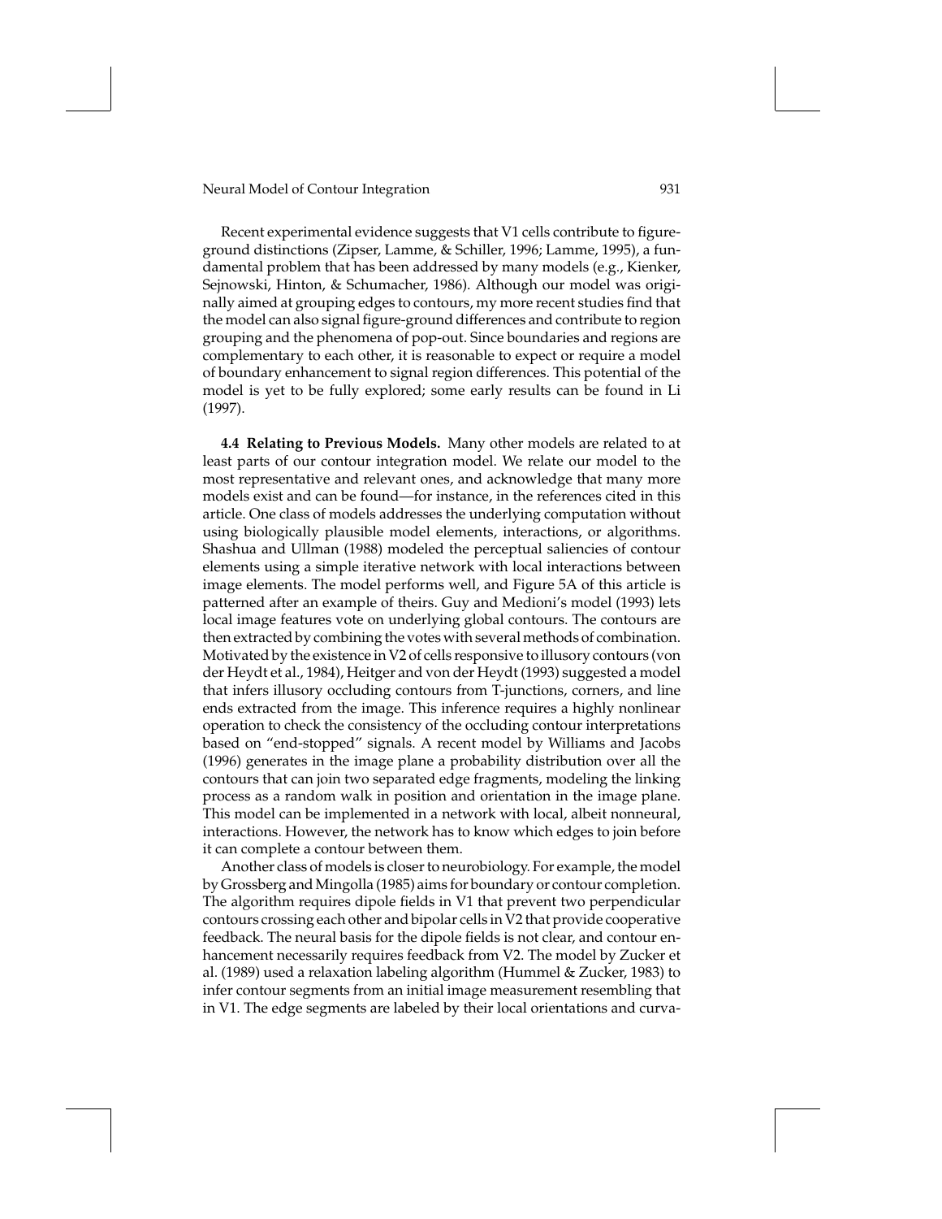Recent experimental evidence suggests that V1 cells contribute to figure-ground distinctions (Zipser, Lamme, & Schiller, 1996; Lamme, 1995), a fundamental problem that has been addressed by many models (e.g., Kienker, Sejnowski, Hinton, & Schumacher, 1986). Although our model was originally aimed at grouping edges to contours, my more recent studies find that the model can also signal figure-ground differences and contribute to region grouping and the phenomena of pop-out. Since boundaries and regions are complementary to each other, it is reasonable to expect or require a model of boundary enhancement to signal region differences. This potential of the model is yet to be fully explored; some early results can be found in Li (1997).

**4.4 Relating to Previous Models.** Many other models are related to at least parts of our contour integration model. We relate our model to the most representative and relevant ones, and acknowledge that many more models exist and can be found—for instance, in the references cited in this article. One class of models addresses the underlying computation without using biologically plausible model elements, interactions, or algorithms. Shashua and Ullman (1988) modeled the perceptual saliencies of contour elements using a simple iterative network with local interactions between image elements. The model performs well, and Figure 5A of this article is patterned after an example of theirs. Guy and Medioni's model (1993) lets local image features vote on underlying global contours. The contours are then extracted by combining the votes with several methods of combination. Motivated by the existence in V2 of cells responsive to illusory contours (von der Heydt et al., 1984), Heitger and von der Heydt (1993) suggested a model that infers illusory occluding contours from T-junctions, corners, and line ends extracted from the image. This inference requires a highly nonlinear operation to check the consistency of the occluding contour interpretations based on "end-stopped" signals. A recent model by Williams and Jacobs (1996) generates in the image plane a probability distribution over all the contours that can join two separated edge fragments, modeling the linking process as a random walk in position and orientation in the image plane. This model can be implemented in a network with local, albeit nonneural, interactions. However, the network has to know which edges to join before it can complete a contour between them.

Another class of models is closer to neurobiology. For example, the model by Grossberg and Mingolla (1985) aims for boundary or contour completion. The algorithm requires dipole fields in V1 that prevent two perpendicular contours crossing each other and bipolar cells in V2 that provide cooperative feedback. The neural basis for the dipole fields is not clear, and contour enhancement necessarily requires feedback from V2. The model by Zucker et al. (1989) used a relaxation labeling algorithm (Hummel & Zucker, 1983) to infer contour segments from an initial image measurement resembling that in V1. The edge segments are labeled by their local orientations and curva-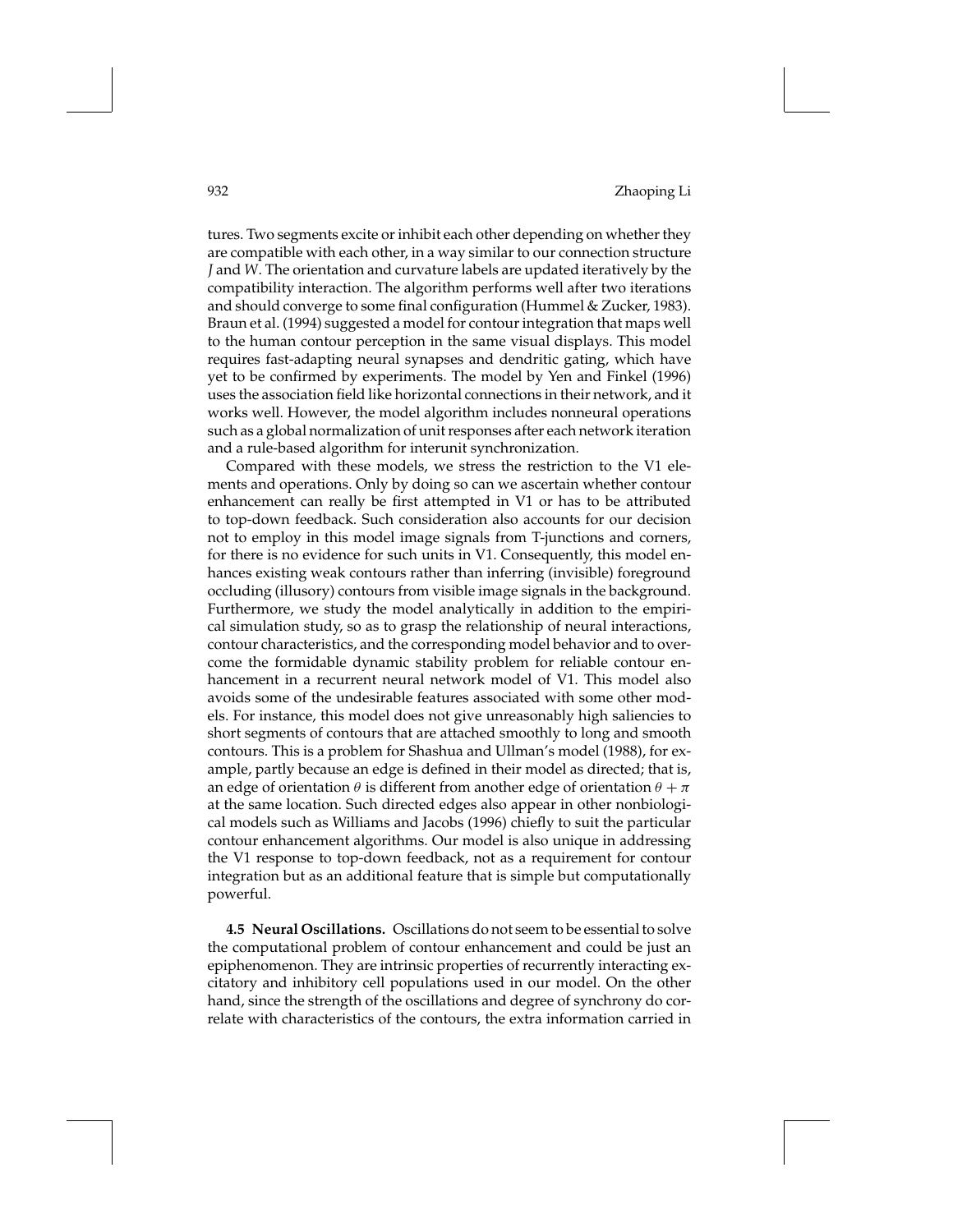tures. Two segments excite or inhibit each other depending on whether they are compatible with each other, in a way similar to our connection structure $J$ and $W$. The orientation and curvature labels are updated iteratively by the compatibility interaction. The algorithm performs well after two iterations and should converge to some final configuration (Hummel & Zucker, 1983). Braun et al. (1994) suggested a model for contour integration that maps well to the human contour perception in the same visual displays. This model requires fast-adapting neural synapses and dendritic gating, which have yet to be confirmed by experiments. The model by Yen and Finkel (1996) uses the association field like horizontal connections in their network, and it works well. However, the model algorithm includes nonneural operations such as a global normalization of unit responses after each network iteration and a rule-based algorithm for interunit synchronization.

Compared with these models, we stress the restriction to the V1 elements and operations. Only by doing so can we ascertain whether contour enhancement can really be first attempted in V1 or has to be attributed to top-down feedback. Such consideration also accounts for our decision not to employ in this model image signals from T-junctions and corners, for there is no evidence for such units in V1. Consequently, this model enhances existing weak contours rather than inferring (invisible) foreground occluding (illusory) contours from visible image signals in the background. Furthermore, we study the model analytically in addition to the empirical simulation study, so as to grasp the relationship of neural interactions, contour characteristics, and the corresponding model behavior and to overcome the formidable dynamic stability problem for reliable contour enhancement in a recurrent neural network model of V1. This model also avoids some of the undesirable features associated with some other models. For instance, this model does not give unreasonably high saliencies to short segments of contours that are attached smoothly to long and smooth contours. This is a problem for Shashua and Ullman's model (1988), for example, partly because an edge is defined in their model as directed; that is, an edge of orientation $\theta$ is different from another edge of orientation $\theta + \pi$ at the same location. Such directed edges also appear in other nonbiological models such as Williams and Jacobs (1996) chiefly to suit the particular contour enhancement algorithms. Our model is also unique in addressing the V1 response to top-down feedback, not as a requirement for contour integration but as an additional feature that is simple but computationally powerful.

**4.5 Neural Oscillations.** Oscillations do not seem to be essential to solve the computational problem of contour enhancement and could be just an epiphenomenon. They are intrinsic properties of recurrently interacting excitatory and inhibitory cell populations used in our model. On the other hand, since the strength of the oscillations and degree of synchrony do correlate with characteristics of the contours, the extra information carried in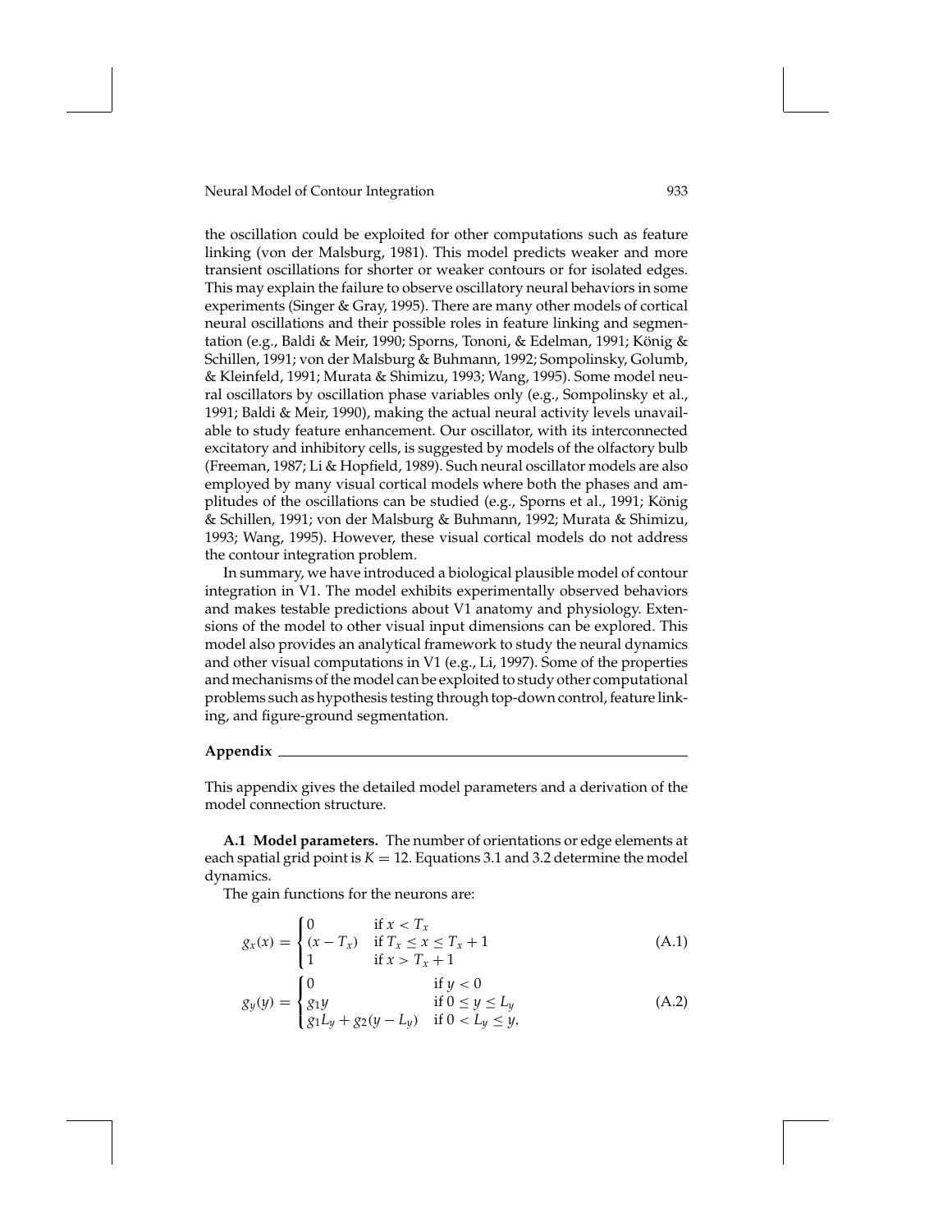the oscillation could be exploited for other computations such as feature linking (von der Malsburg, 1981). This model predicts weaker and more transient oscillations for shorter or weaker contours or for isolated edges. This may explain the failure to observe oscillatory neural behaviors in some experiments (Singer & Gray, 1995). There are many other models of cortical neural oscillations and their possible roles in feature linking and segmentation (e.g., Baldi & Meir, 1990; Sporns, Tononi, & Edelman, 1991; König & Schillen, 1991; von der Malsburg & Buhmann, 1992; Sompolinsky, Golumb, & Kleinfeld, 1991; Murata & Shimizu, 1993; Wang, 1995). Some model neural oscillators by oscillation phase variables only (e.g., Sompolinsky et al., 1991; Baldi & Meir, 1990), making the actual neural activity levels unavailable to study feature enhancement. Our oscillator, with its interconnected excitatory and inhibitory cells, is suggested by models of the olfactory bulb (Freeman, 1987; Li & Hopfield, 1989). Such neural oscillator models are also employed by many visual cortical models where both the phases and amplitudes of the oscillations can be studied (e.g., Sporns et al., 1991; König & Schillen, 1991; von der Malsburg & Buhmann, 1992; Murata & Shimizu, 1993; Wang, 1995). However, these visual cortical models do not address the contour integration problem.

In summary, we have introduced a biological plausible model of contour integration in V1. The model exhibits experimentally observed behaviors and makes testable predictions about V1 anatomy and physiology. Extensions of the model to other visual input dimensions can be explored. This model also provides an analytical framework to study the neural dynamics and other visual computations in V1 (e.g., Li, 1997). Some of the properties and mechanisms of the model can be exploited to study other computational problems such as hypothesis testing through top-down control, feature linking, and figure-ground segmentation.

## Appendix

This appendix gives the detailed model parameters and a derivation of the model connection structure.

**A.1 Model parameters.** The number of orientations or edge elements at each spatial grid point is $K = 12$. Equations 3.1 and 3.2 determine the model dynamics.

The gain functions for the neurons are:

$$g_x(x) = \begin{cases} 0 & \text{if } x < T_x \\ (x - T_x) & \text{if } T_x \leq x \leq T_x + 1 \\ 1 & \text{if } x > T_x + 1 \end{cases} \tag{A.1}$$

$$g_y(y) = \begin{cases} 0 & \text{if } y < 0 \\ g_1 y & \text{if } 0 \leq y \leq L_y \\ g_1 L_y + g_2(y - L_y) & \text{if } 0 < L_y \leq y, \end{cases} \tag{A.2}$$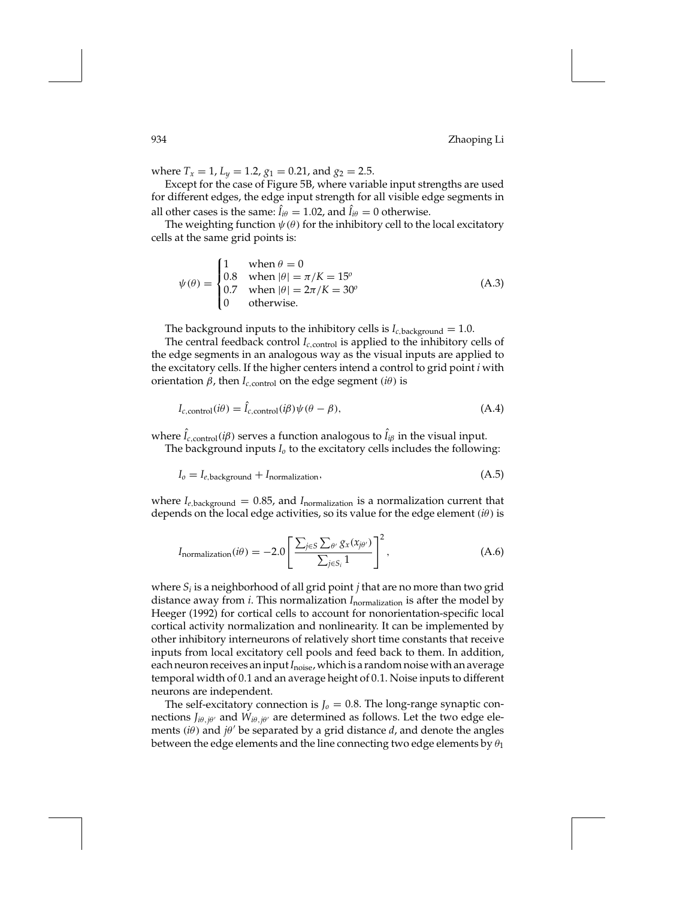where $T_x = 1$, $L_y = 1.2$, $g_1 = 0.21$, and $g_2 = 2.5$.

Except for the case of Figure 5B, where variable input strengths are used for different edges, the edge input strength for all visible edge segments in all other cases is the same: $\hat{I}_{i\theta} = 1.02$, and $\hat{I}_{i\theta} = 0$ otherwise.

The weighting function $\psi(\theta)$ for the inhibitory cell to the local excitatory cells at the same grid points is:

$$\psi(\theta) = \begin{cases} 1 & \text{when } \theta = 0 \\ 0.8 & \text{when } |\theta| = \pi/K = 15^o \\ 0.7 & \text{when } |\theta| = 2\pi/K = 30^o \\ 0 & \text{otherwise.} \end{cases} \tag{A.3}$$

The background inputs to the inhibitory cells is $I_{c,\text{background}} = 1.0$.

The central feedback control $I_{c,\text{control}}$ is applied to the inhibitory cells of the edge segments in an analogous way as the visual inputs are applied to the excitatory cells. If the higher centers intend a control to grid point $i$ with orientation $\beta$, then $I_{c,\text{control}}$ on the edge segment $(i\theta)$ is

$$I_{c,\text{control}}(i\theta) = \hat{I}_{c,\text{control}}(i\beta)\psi(\theta - \beta), \tag{A.4}$$

where $\hat{I}_{c,\text{control}}(i\beta)$ serves a function analogous to $\hat{I}_{i\beta}$ in the visual input.

The background inputs $I_o$ to the excitatory cells includes the following:

$$I_o = I_{e,\text{background}} + I_{\text{normalization}}, \tag{A.5}$$

where $I_{e,\text{background}} = 0.85$, and $I_{\text{normalization}}$ is a normalization current that depends on the local edge activities, so its value for the edge element $(i\theta)$ is

$$I_{\text{normalization}}(i\theta) = -2.0 \left[ \frac{\sum_{j \in S} \sum_{\theta'} g_x(x_{j\theta'})}{\sum_{j \in S_i} 1} \right]^2, \tag{A.6}$$

where $S_i$ is a neighborhood of all grid point $j$ that are no more than two grid distance away from $i$. This normalization $I_{\text{normalization}}$ is after the model by Heeger (1992) for cortical cells to account for nonorientation-specific local cortical activity normalization and nonlinearity. It can be implemented by other inhibitory interneurons of relatively short time constants that receive inputs from local excitatory cell pools and feed back to them. In addition, each neuron receives an input $I_{\text{noise}}$, which is a random noise with an average temporal width of 0.1 and an average height of 0.1. Noise inputs to different neurons are independent.

The self-excitatory connection is $J_o = 0.8$. The long-range synaptic connections $J_{i\theta,j\theta'}$ and $W_{i\theta,j\theta'}$ are determined as follows. Let the two edge elements $(i\theta)$ and $j\theta'$ be separated by a grid distance $d$, and denote the angles between the edge elements and the line connecting two edge elements by $\theta_1$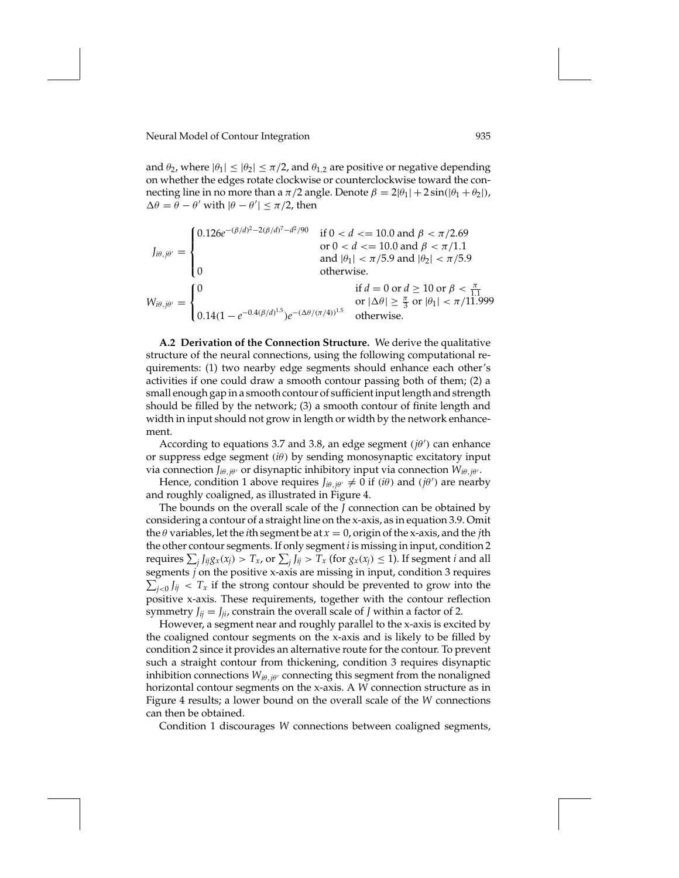and $\theta_2$, where $|\theta_1| \leq |\theta_2| \leq \pi/2$, and $\theta_{1,2}$ are positive or negative depending on whether the edges rotate clockwise or counterclockwise toward the connecting line in no more than a $\pi/2$ angle. Denote $\beta = 2|\theta_1| + 2\sin(|\theta_1 + \theta_2|)$, $\Delta\theta = \theta - \theta'$ with $|\theta - \theta'| \leq \pi/2$, then

$$
J_{i\theta,j\theta'} = \begin{cases} 0.126 e^{-(\beta/d)^2 - 2(\beta/d)^7 - d^2/90} & \text{if } 0 < d <= 10.0 \text{ and } \beta < \pi/2.69 \\ & \text{or } 0 < d <= 10.0 \text{ and } \beta < \pi/1.1 \\ & \text{and } |\theta_1| < \pi/5.9 \text{ and } |\theta_2| < \pi/5.9 \\ 0 & \text{otherwise.} \end{cases}
$$

$$
W_{i\theta,j\theta'} = \begin{cases} 0 & \text{if } d = 0 \text{ or } d \geq 10 \text{ or } \beta < \frac{\pi}{1.1} \\ & \text{or } |\Delta\theta| \geq \frac{\pi}{3} \text{ or } |\theta_1| < \pi/11.999 \\ 0.14(1 - e^{-0.4(\beta/d)^{1.5}}) e^{-(\Delta\theta/(\pi/4))^{1.5}} & \text{otherwise.} \end{cases}
$$

**A.2 Derivation of the Connection Structure.** We derive the qualitative structure of the neural connections, using the following computational requirements: (1) two nearby edge segments should enhance each other's activities if one could draw a smooth contour passing both of them; (2) a small enough gap in a smooth contour of sufficient input length and strength should be filled by the network; (3) a smooth contour of finite length and width in input should not grow in length or width by the network enhancement.

According to equations 3.7 and 3.8, an edge segment $(j\theta')$ can enhance or suppress edge segment $(i\theta)$ by sending monosynaptic excitatory input via connection $J_{i\theta,j\theta'}$ or disynaptic inhibitory input via connection $W_{i\theta,j\theta'}$.

Hence, condition 1 above requires $J_{i\theta,j\theta'} \neq 0$ if $(i\theta)$ and $(j\theta')$ are nearby and roughly coaligned, as illustrated in Figure 4.

The bounds on the overall scale of the $J$ connection can be obtained by considering a contour of a straight line on the x-axis, as in equation 3.9. Omit the $\theta$ variables, let the $i$th segment be at $x = 0$, origin of the x-axis, and the $j$th the other contour segments. If only segment $i$ is missing in input, condition 2 requires $\sum_j J_{ij} g_x(x_j) > T_x$, or $\sum_j J_{ij} > T_x$ (for $g_x(x_j) \leq 1$). If segment $i$ and all segments $j$ on the positive x-axis are missing in input, condition 3 requires $\sum_{j<0} J_{ij} < T_x$ if the strong contour should be prevented to grow into the positive x-axis. These requirements, together with the contour reflection symmetry $J_{ij} = J_{ji}$, constrain the overall scale of $J$ within a factor of 2.

However, a segment near and roughly parallel to the x-axis is excited by the coaligned contour segments on the x-axis and is likely to be filled by condition 2 since it provides an alternative route for the contour. To prevent such a straight contour from thickening, condition 3 requires disynaptic inhibition connections $W_{i\theta,j\theta'}$ connecting this segment from the nonaligned horizontal contour segments on the x-axis. A $W$ connection structure as in Figure 4 results; a lower bound on the overall scale of the $W$ connections can then be obtained.

Condition 1 discourages $W$ connections between coaligned segments,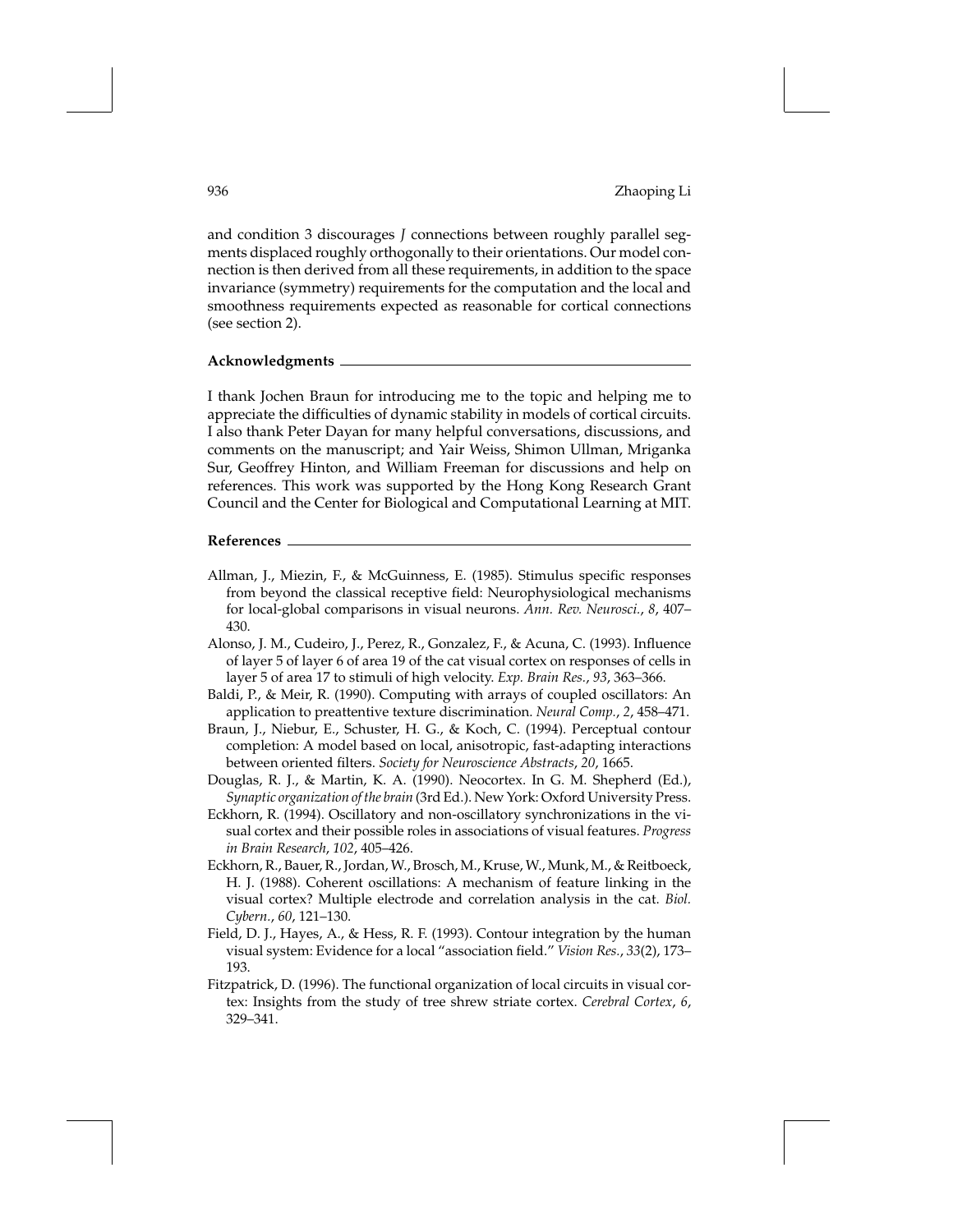and condition 3 discourages $J$ connections between roughly parallel segments displaced roughly orthogonally to their orientations. Our model connection is then derived from all these requirements, in addition to the space invariance (symmetry) requirements for the computation and the local and smoothness requirements expected as reasonable for cortical connections (see section 2).

## Acknowledgments

I thank Jochen Braun for introducing me to the topic and helping me to appreciate the difficulties of dynamic stability in models of cortical circuits. I also thank Peter Dayan for many helpful conversations, discussions, and comments on the manuscript; and Yair Weiss, Shimon Ullman, Mriganka Sur, Geoffrey Hinton, and William Freeman for discussions and help on references. This work was supported by the Hong Kong Research Grant Council and the Center for Biological and Computational Learning at MIT.

## References

Allman, J., Miezin, F., & McGuinness, E. (1985). Stimulus specific responses from beyond the classical receptive field: Neurophysiological mechanisms for local-global comparisons in visual neurons. *Ann. Rev. Neurosci.*, *8*, 407–430.

Alonso, J. M., Cudeiro, J., Perez, R., Gonzalez, F., & Acuna, C. (1993). Influence of layer 5 of layer 6 of area 19 of the cat visual cortex on responses of cells in layer 5 of area 17 to stimuli of high velocity. *Exp. Brain Res.*, *93*, 363–366.

Baldi, P., & Meir, R. (1990). Computing with arrays of coupled oscillators: An application to preattentive texture discrimination. *Neural Comp.*, *2*, 458–471.

Braun, J., Niebur, E., Schuster, H. G., & Koch, C. (1994). Perceptual contour completion: A model based on local, anisotropic, fast-adapting interactions between oriented filters. *Society for Neuroscience Abstracts*, *20*, 1665.

Douglas, R. J., & Martin, K. A. (1990). Neocortex. In G. M. Shepherd (Ed.), *Synaptic organization of the brain* (3rd Ed.). New York: Oxford University Press.

Eckhorn, R. (1994). Oscillatory and non-oscillatory synchronizations in the visual cortex and their possible roles in associations of visual features. *Progress in Brain Research*, *102*, 405–426.

Eckhorn, R., Bauer, R., Jordan, W., Brosch, M., Kruse, W., Munk, M., & Reitboeck, H. J. (1988). Coherent oscillations: A mechanism of feature linking in the visual cortex? Multiple electrode and correlation analysis in the cat. *Biol. Cybern.*, *60*, 121–130.

Field, D. J., Hayes, A., & Hess, R. F. (1993). Contour integration by the human visual system: Evidence for a local "association field." *Vision Res.*, *33*(2), 173–193.

Fitzpatrick, D. (1996). The functional organization of local circuits in visual cortex: Insights from the study of tree shrew striate cortex. *Cerebral Cortex*, *6*, 329–341.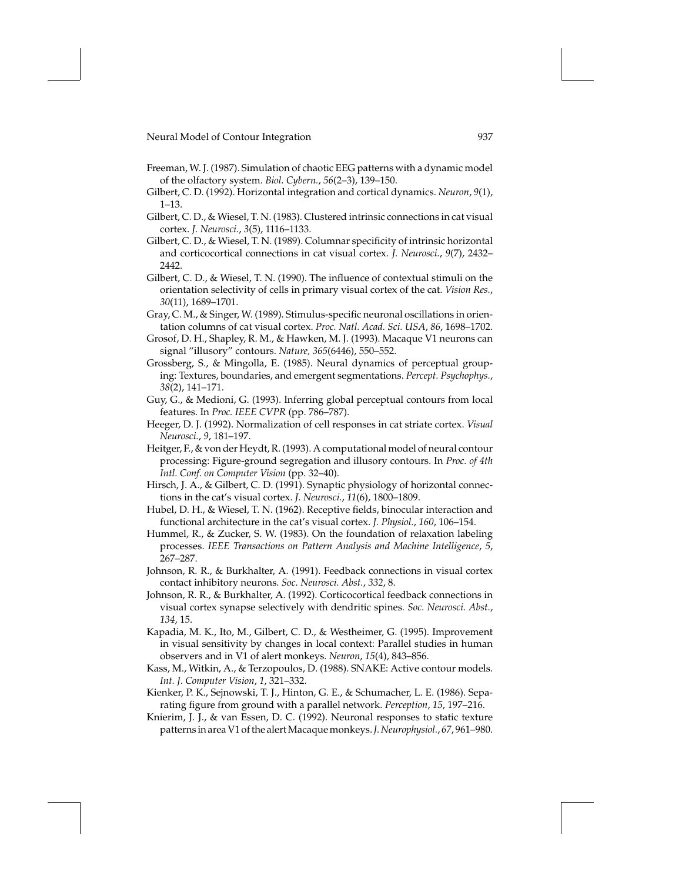Freeman, W. J. (1987). Simulation of chaotic EEG patterns with a dynamic model of the olfactory system. *Biol. Cybern.*, *56*(2–3), 139–150.

Gilbert, C. D. (1992). Horizontal integration and cortical dynamics. *Neuron*, *9*(1), 1–13.

Gilbert, C. D., & Wiesel, T. N. (1983). Clustered intrinsic connections in cat visual cortex. *J. Neurosci.*, *3*(5), 1116–1133.

Gilbert, C. D., & Wiesel, T. N. (1989). Columnar specificity of intrinsic horizontal and corticocortical connections in cat visual cortex. *J. Neurosci.*, *9*(7), 2432–2442.

Gilbert, C. D., & Wiesel, T. N. (1990). The influence of contextual stimuli on the orientation selectivity of cells in primary visual cortex of the cat. *Vision Res.*, *30*(11), 1689–1701.

Gray, C. M., & Singer, W. (1989). Stimulus-specific neuronal oscillations in orientation columns of cat visual cortex. *Proc. Natl. Acad. Sci. USA*, *86*, 1698–1702.

Grosof, D. H., Shapley, R. M., & Hawken, M. J. (1993). Macaque V1 neurons can signal "illusory" contours. *Nature, 365*(6446), 550–552.

Grossberg, S., & Mingolla, E. (1985). Neural dynamics of perceptual grouping: Textures, boundaries, and emergent segmentations. *Percept. Psychophys.*, *38*(2), 141–171.

Guy, G., & Medioni, G. (1993). Inferring global perceptual contours from local features. In *Proc. IEEE CVPR* (pp. 786–787).

Heeger, D. J. (1992). Normalization of cell responses in cat striate cortex. *Visual Neurosci.*, *9*, 181–197.

Heitger, F., & von der Heydt, R. (1993). A computational model of neural contour processing: Figure-ground segregation and illusory contours. In *Proc. of 4th Intl. Conf. on Computer Vision* (pp. 32–40).

Hirsch, J. A., & Gilbert, C. D. (1991). Synaptic physiology of horizontal connections in the cat's visual cortex. *J. Neurosci.*, *11*(6), 1800–1809.

Hubel, D. H., & Wiesel, T. N. (1962). Receptive fields, binocular interaction and functional architecture in the cat's visual cortex. *J. Physiol.*, *160*, 106–154.

Hummel, R., & Zucker, S. W. (1983). On the foundation of relaxation labeling processes. *IEEE Transactions on Pattern Analysis and Machine Intelligence*, *5*, 267–287.

Johnson, R. R., & Burkhalter, A. (1991). Feedback connections in visual cortex contact inhibitory neurons. *Soc. Neurosci. Abst.*, *332*, 8.

Johnson, R. R., & Burkhalter, A. (1992). Corticocortical feedback connections in visual cortex synapse selectively with dendritic spines. *Soc. Neurosci. Abst.*, *134*, 15.

Kapadia, M. K., Ito, M., Gilbert, C. D., & Westheimer, G. (1995). Improvement in visual sensitivity by changes in local context: Parallel studies in human observers and in V1 of alert monkeys. *Neuron*, *15*(4), 843–856.

Kass, M., Witkin, A., & Terzopoulos, D. (1988). SNAKE: Active contour models. *Int. J. Computer Vision*, *1*, 321–332.

Kienker, P. K., Sejnowski, T. J., Hinton, G. E., & Schumacher, L. E. (1986). Separating figure from ground with a parallel network. *Perception*, *15*, 197–216.

Knierim, J. J., & van Essen, D. C. (1992). Neuronal responses to static texture patterns in area V1 of the alert Macaque monkeys. *J. Neurophysiol.*, *67*, 961–980.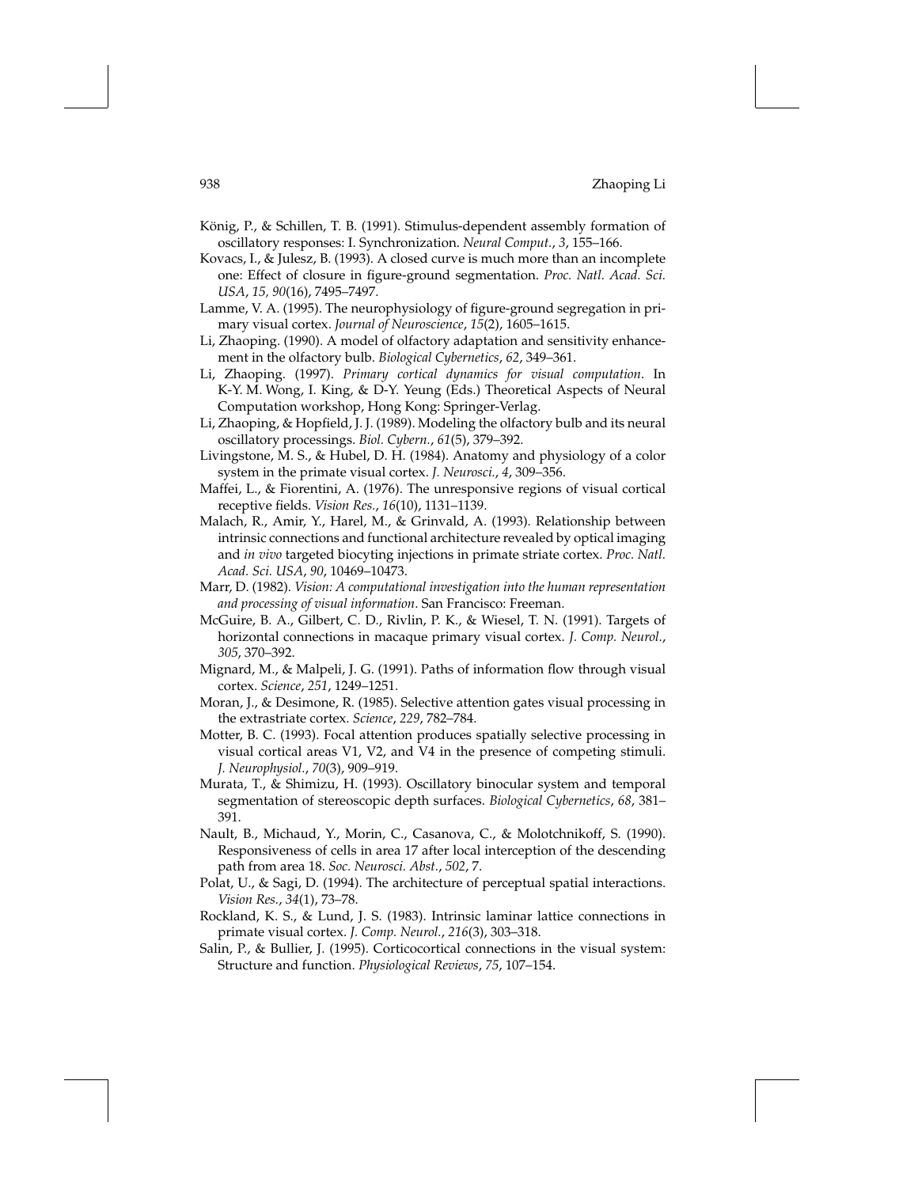König, P., & Schillen, T. B. (1991). Stimulus-dependent assembly formation of oscillatory responses: I. Synchronization. *Neural Comput.*, *3*, 155–166.

Kovacs, I., & Julesz, B. (1993). A closed curve is much more than an incomplete one: Effect of closure in figure-ground segmentation. *Proc. Natl. Acad. Sci. USA*, *15, 90*(16), 7495–7497.

Lamme, V. A. (1995). The neurophysiology of figure-ground segregation in primary visual cortex. *Journal of Neuroscience*, *15*(2), 1605–1615.

Li, Zhaoping. (1990). A model of olfactory adaptation and sensitivity enhancement in the olfactory bulb. *Biological Cybernetics*, *62*, 349–361.

Li, Zhaoping. (1997). *Primary cortical dynamics for visual computation*. In K-Y. M. Wong, I. King, & D-Y. Yeung (Eds.) Theoretical Aspects of Neural Computation workshop, Hong Kong: Springer-Verlag.

Li, Zhaoping, & Hopfield, J. J. (1989). Modeling the olfactory bulb and its neural oscillatory processings. *Biol. Cybern.*, *61*(5), 379–392.

Livingstone, M. S., & Hubel, D. H. (1984). Anatomy and physiology of a color system in the primate visual cortex. *J. Neurosci.*, *4*, 309–356.

Maffei, L., & Fiorentini, A. (1976). The unresponsive regions of visual cortical receptive fields. *Vision Res.*, *16*(10), 1131–1139.

Malach, R., Amir, Y., Harel, M., & Grinvald, A. (1993). Relationship between intrinsic connections and functional architecture revealed by optical imaging and *in vivo* targeted biocyting injections in primate striate cortex. *Proc. Natl. Acad. Sci. USA*, *90*, 10469–10473.

Marr, D. (1982). *Vision: A computational investigation into the human representation and processing of visual information*. San Francisco: Freeman.

McGuire, B. A., Gilbert, C. D., Rivlin, P. K., & Wiesel, T. N. (1991). Targets of horizontal connections in macaque primary visual cortex. *J. Comp. Neurol.*, *305*, 370–392.

Mignard, M., & Malpeli, J. G. (1991). Paths of information flow through visual cortex. *Science*, *251*, 1249–1251.

Moran, J., & Desimone, R. (1985). Selective attention gates visual processing in the extrastriate cortex. *Science*, *229*, 782–784.

Motter, B. C. (1993). Focal attention produces spatially selective processing in visual cortical areas V1, V2, and V4 in the presence of competing stimuli. *J. Neurophysiol.*, *70*(3), 909–919.

Murata, T., & Shimizu, H. (1993). Oscillatory binocular system and temporal segmentation of stereoscopic depth surfaces. *Biological Cybernetics*, *68*, 381–391.

Nault, B., Michaud, Y., Morin, C., Casanova, C., & Molotchnikoff, S. (1990). Responsiveness of cells in area 17 after local interception of the descending path from area 18. *Soc. Neurosci. Abst.*, *502*, 7.

Polat, U., & Sagi, D. (1994). The architecture of perceptual spatial interactions. *Vision Res.*, *34*(1), 73–78.

Rockland, K. S., & Lund, J. S. (1983). Intrinsic laminar lattice connections in primate visual cortex. *J. Comp. Neurol.*, *216*(3), 303–318.

Salin, P., & Bullier, J. (1995). Corticocortical connections in the visual system: Structure and function. *Physiological Reviews*, *75*, 107–154.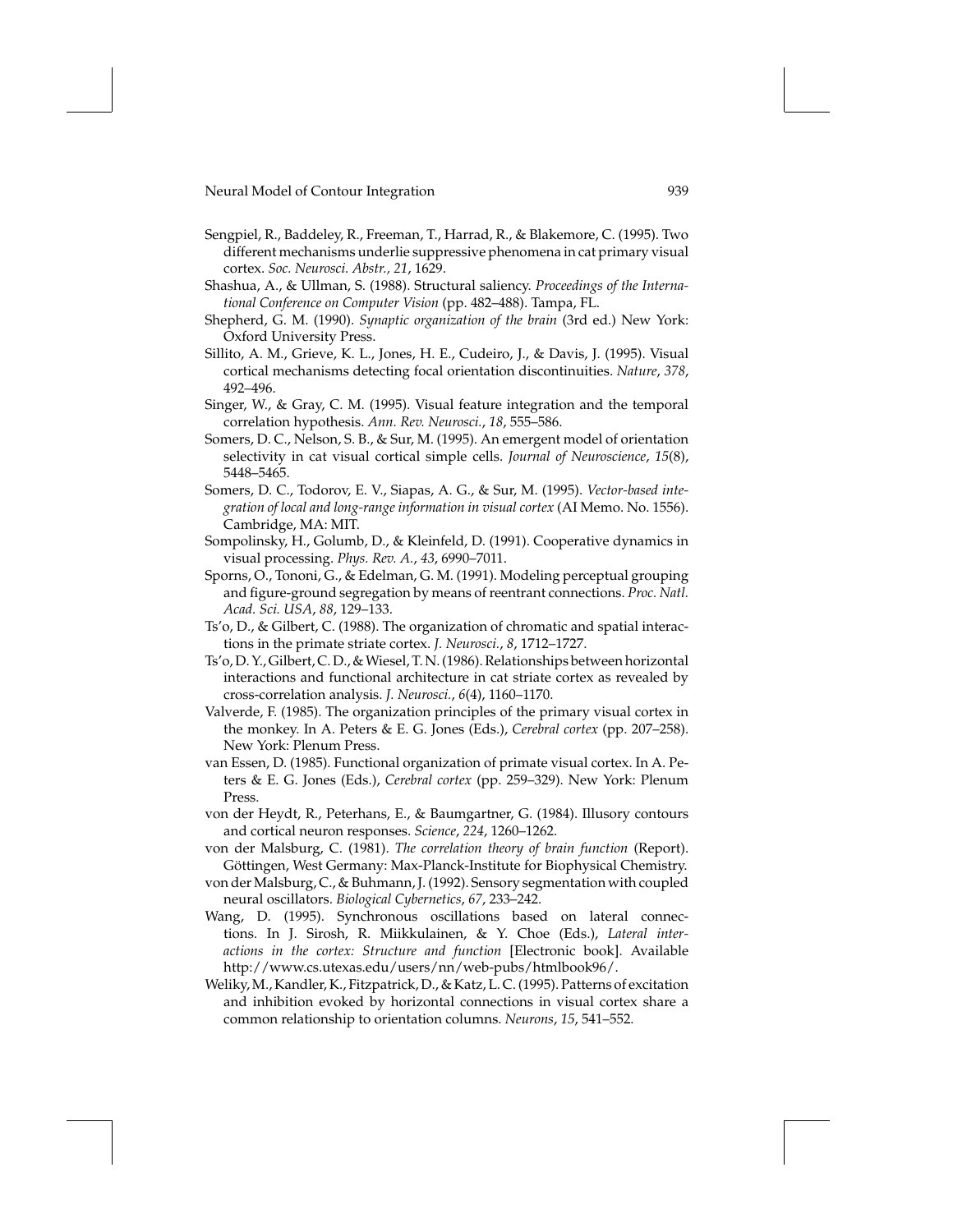Sengpiel, R., Baddeley, R., Freeman, T., Harrad, R., & Blakemore, C. (1995). Two different mechanisms underlie suppressive phenomena in cat primary visual cortex. *Soc. Neurosci. Abstr.*, *21*, 1629.

Shashua, A., & Ullman, S. (1988). Structural saliency. *Proceedings of the International Conference on Computer Vision* (pp. 482–488). Tampa, FL.

Shepherd, G. M. (1990). *Synaptic organization of the brain* (3rd ed.) New York: Oxford University Press.

Sillito, A. M., Grieve, K. L., Jones, H. E., Cudeiro, J., & Davis, J. (1995). Visual cortical mechanisms detecting focal orientation discontinuities. *Nature*, *378*, 492–496.

Singer, W., & Gray, C. M. (1995). Visual feature integration and the temporal correlation hypothesis. *Ann. Rev. Neurosci.*, *18*, 555–586.

Somers, D. C., Nelson, S. B., & Sur, M. (1995). An emergent model of orientation selectivity in cat visual cortical simple cells. *Journal of Neuroscience*, *15*(8), 5448–5465.

Somers, D. C., Todorov, E. V., Siapas, A. G., & Sur, M. (1995). *Vector-based integration of local and long-range information in visual cortex* (AI Memo. No. 1556). Cambridge, MA: MIT.

Sompolinsky, H., Golumb, D., & Kleinfeld, D. (1991). Cooperative dynamics in visual processing. *Phys. Rev. A.*, *43*, 6990–7011.

Sporns, O., Tononi, G., & Edelman, G. M. (1991). Modeling perceptual grouping and figure-ground segregation by means of reentrant connections. *Proc. Natl. Acad. Sci. USA*, *88*, 129–133.

Ts'o, D., & Gilbert, C. (1988). The organization of chromatic and spatial interactions in the primate striate cortex. *J. Neurosci.*, *8*, 1712–1727.

Ts'o, D. Y., Gilbert, C. D., & Wiesel, T. N. (1986). Relationships between horizontal interactions and functional architecture in cat striate cortex as revealed by cross-correlation analysis. *J. Neurosci.*, *6*(4), 1160–1170.

Valverde, F. (1985). The organization principles of the primary visual cortex in the monkey. In A. Peters & E. G. Jones (Eds.), *Cerebral cortex* (pp. 207–258). New York: Plenum Press.

van Essen, D. (1985). Functional organization of primate visual cortex. In A. Peters & E. G. Jones (Eds.), *Cerebral cortex* (pp. 259–329). New York: Plenum Press.

von der Heydt, R., Peterhans, E., & Baumgartner, G. (1984). Illusory contours and cortical neuron responses. *Science*, *224*, 1260–1262.

von der Malsburg, C. (1981). *The correlation theory of brain function* (Report). Göttingen, West Germany: Max-Planck-Institute for Biophysical Chemistry.

von der Malsburg, C., & Buhmann, J. (1992). Sensory segmentation with coupled neural oscillators. *Biological Cybernetics*, *67*, 233–242.

Wang, D. (1995). Synchronous oscillations based on lateral connections. In J. Sirosh, R. Miikkulainen, & Y. Choe (Eds.), *Lateral interactions in the cortex: Structure and function* [Electronic book]. Available http://www.cs.utexas.edu/users/nn/web-pubs/htmlbook96/.

Weliky, M., Kandler, K., Fitzpatrick, D., & Katz, L. C. (1995). Patterns of excitation and inhibition evoked by horizontal connections in visual cortex share a common relationship to orientation columns. *Neurons*, *15*, 541–552.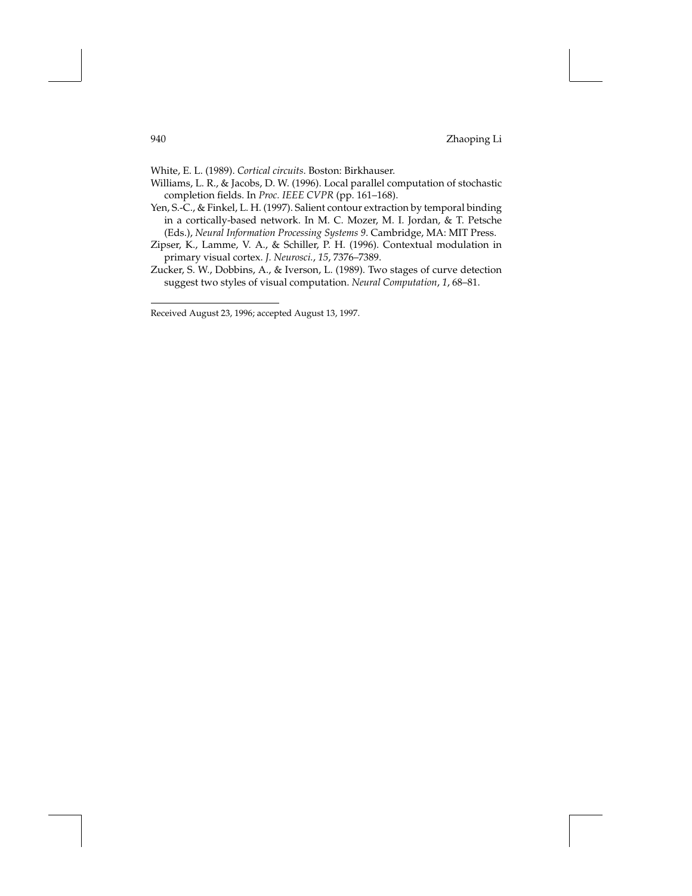White, E. L. (1989). *Cortical circuits.* Boston: Birkhauser.

Williams, L. R., & Jacobs, D. W. (1996). Local parallel computation of stochastic completion fields. In *Proc. IEEE CVPR* (pp. 161–168).

Yen, S.-C., & Finkel, L. H. (1997). Salient contour extraction by temporal binding in a cortically-based network. In M. C. Mozer, M. I. Jordan, & T. Petsche (Eds.), *Neural Information Processing Systems 9*. Cambridge, MA: MIT Press.

Zipser, K., Lamme, V. A., & Schiller, P. H. (1996). Contextual modulation in primary visual cortex. *J. Neurosci.*, *15*, 7376–7389.

Zucker, S. W., Dobbins, A., & Iverson, L. (1989). Two stages of curve detection suggest two styles of visual computation. *Neural Computation*, *1*, 68–81.

---

Received August 23, 1996; accepted August 13, 1997.